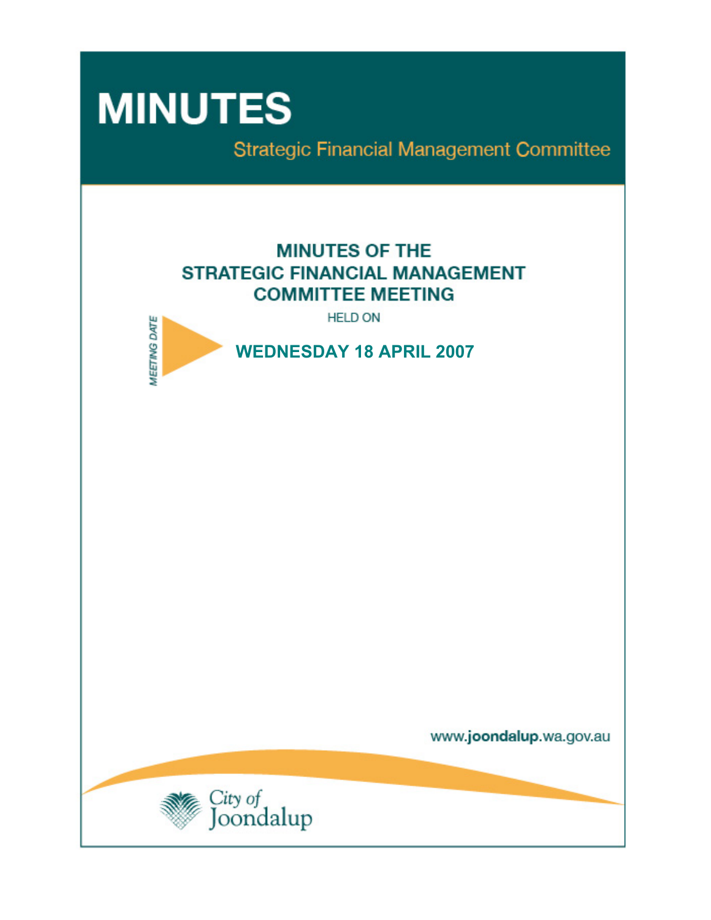# MINUTES

Strategic Financial Management Committee

## MINUTES OF THE STRATEGIC FINANCIAL MANAGEMENT COMMITTEE MEETING

HELD ON

MEETING DATE

**WEDNESDAY 18 APRIL 2007**

www.joondalup.wa.gov.au

City of Joondalup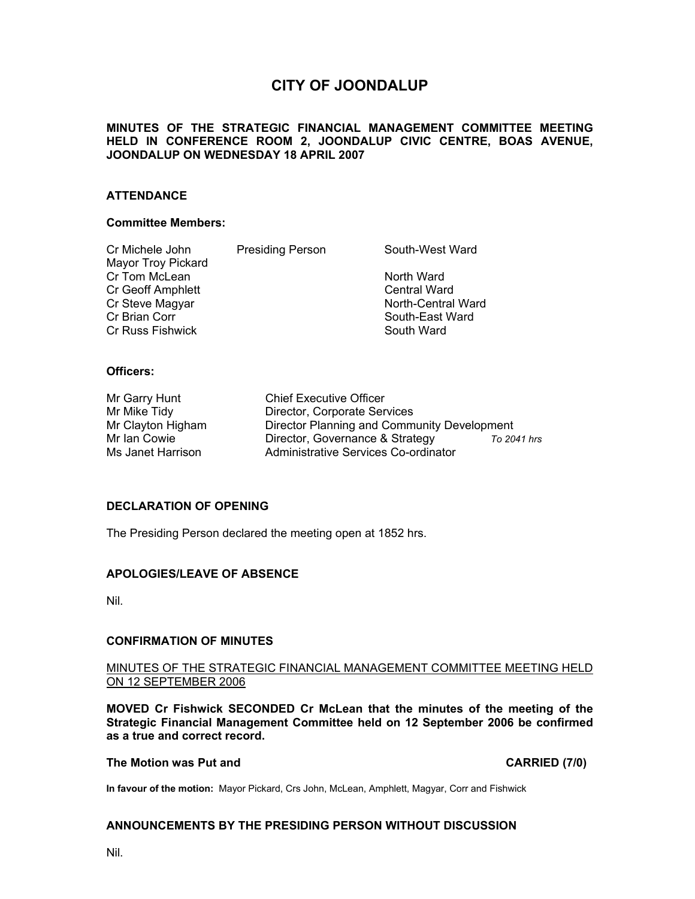# CITY OF JOONDALUP

**MINUTES OF THE STRATEGIC FINANCIAL MANAGEMENT COMMITTEE MEETING HELD IN CONFERENCE ROOM 2, JOONDALUP CIVIC CENTRE, BOAS AVENUE, JOONDALUP ON WEDNESDAY 18 APRIL 2007**

## ATTENDANCE

### Committee Members:

| | | |
|---|---|---|
| Cr Michele John | Presiding Person | South-West Ward |
| Mayor Troy Pickard | | |
| Cr Tom McLean | | North Ward |
| Cr Geoff Amphlett | | Central Ward |
| Cr Steve Magyar | | North-Central Ward |
| Cr Brian Corr | | South-East Ward |
| Cr Russ Fishwick | | South Ward |

### Officers:

| | | |
|---|---|---|
| Mr Garry Hunt | Chief Executive Officer | |
| Mr Mike Tidy | Director, Corporate Services | |
| Mr Clayton Higham | Director Planning and Community Development | |
| Mr Ian Cowie | Director, Governance & Strategy | *To 2041 hrs* |
| Ms Janet Harrison | Administrative Services Co-ordinator | |

## DECLARATION OF OPENING

The Presiding Person declared the meeting open at 1852 hrs.

## APOLOGIES/LEAVE OF ABSENCE

Nil.

## CONFIRMATION OF MINUTES

MINUTES OF THE STRATEGIC FINANCIAL MANAGEMENT COMMITTEE MEETING HELD ON 12 SEPTEMBER 2006

**MOVED Cr Fishwick SECONDED Cr McLean that the minutes of the meeting of the Strategic Financial Management Committee held on 12 September 2006 be confirmed as a true and correct record.**

**The Motion was Put and CARRIED (7/0)**

**In favour of the motion:** Mayor Pickard, Crs John, McLean, Amphlett, Magyar, Corr and Fishwick

## ANNOUNCEMENTS BY THE PRESIDING PERSON WITHOUT DISCUSSION

Nil.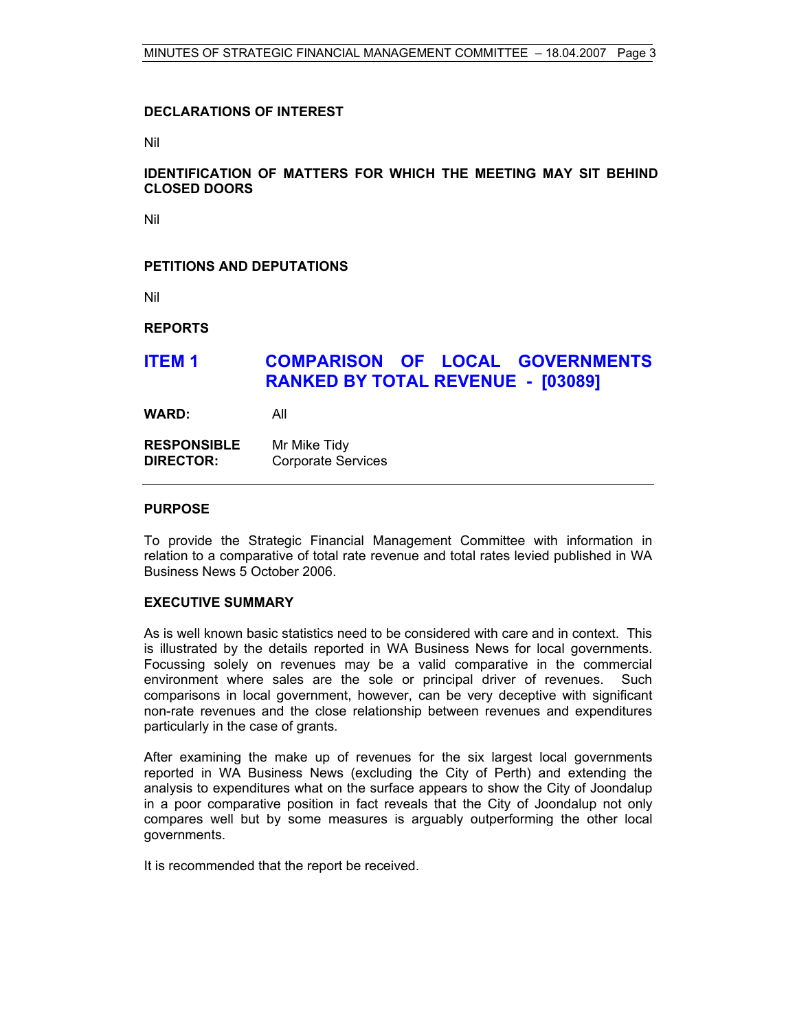**DECLARATIONS OF INTEREST**

Nil

**IDENTIFICATION OF MATTERS FOR WHICH THE MEETING MAY SIT BEHIND CLOSED DOORS**

Nil

**PETITIONS AND DEPUTATIONS**

Nil

**REPORTS**

## ITEM 1 COMPARISON OF LOCAL GOVERNMENTS RANKED BY TOTAL REVENUE - [03089]

**WARD:** All

**RESPONSIBLE DIRECTOR:** Mr Mike Tidy
Corporate Services

---

**PURPOSE**

To provide the Strategic Financial Management Committee with information in relation to a comparative of total rate revenue and total rates levied published in WA Business News 5 October 2006.

**EXECUTIVE SUMMARY**

As is well known basic statistics need to be considered with care and in context. This is illustrated by the details reported in WA Business News for local governments. Focussing solely on revenues may be a valid comparative in the commercial environment where sales are the sole or principal driver of revenues. Such comparisons in local government, however, can be very deceptive with significant non-rate revenues and the close relationship between revenues and expenditures particularly in the case of grants.

After examining the make up of revenues for the six largest local governments reported in WA Business News (excluding the City of Perth) and extending the analysis to expenditures what on the surface appears to show the City of Joondalup in a poor comparative position in fact reveals that the City of Joondalup not only compares well but by some measures is arguably outperforming the other local governments.

It is recommended that the report be received.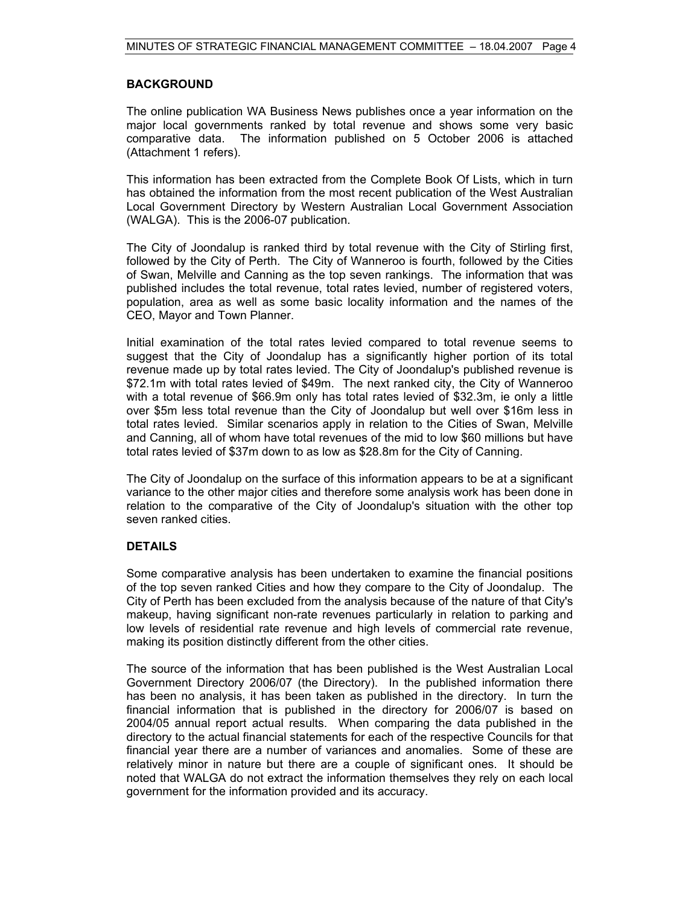## BACKGROUND

The online publication WA Business News publishes once a year information on the major local governments ranked by total revenue and shows some very basic comparative data. The information published on 5 October 2006 is attached (Attachment 1 refers).

This information has been extracted from the Complete Book Of Lists, which in turn has obtained the information from the most recent publication of the West Australian Local Government Directory by Western Australian Local Government Association (WALGA). This is the 2006-07 publication.

The City of Joondalup is ranked third by total revenue with the City of Stirling first, followed by the City of Perth. The City of Wanneroo is fourth, followed by the Cities of Swan, Melville and Canning as the top seven rankings. The information that was published includes the total revenue, total rates levied, number of registered voters, population, area as well as some basic locality information and the names of the CEO, Mayor and Town Planner.

Initial examination of the total rates levied compared to total revenue seems to suggest that the City of Joondalup has a significantly higher portion of its total revenue made up by total rates levied. The City of Joondalup's published revenue is $72.1m with total rates levied of $49m. The next ranked city, the City of Wanneroo with a total revenue of $66.9m only has total rates levied of $32.3m, ie only a little over $5m less total revenue than the City of Joondalup but well over $16m less in total rates levied. Similar scenarios apply in relation to the Cities of Swan, Melville and Canning, all of whom have total revenues of the mid to low $60 millions but have total rates levied of $37m down to as low as $28.8m for the City of Canning.

The City of Joondalup on the surface of this information appears to be at a significant variance to the other major cities and therefore some analysis work has been done in relation to the comparative of the City of Joondalup's situation with the other top seven ranked cities.

## DETAILS

Some comparative analysis has been undertaken to examine the financial positions of the top seven ranked Cities and how they compare to the City of Joondalup. The City of Perth has been excluded from the analysis because of the nature of that City's makeup, having significant non-rate revenues particularly in relation to parking and low levels of residential rate revenue and high levels of commercial rate revenue, making its position distinctly different from the other cities.

The source of the information that has been published is the West Australian Local Government Directory 2006/07 (the Directory). In the published information there has been no analysis, it has been taken as published in the directory. In turn the financial information that is published in the directory for 2006/07 is based on 2004/05 annual report actual results. When comparing the data published in the directory to the actual financial statements for each of the respective Councils for that financial year there are a number of variances and anomalies. Some of these are relatively minor in nature but there are a couple of significant ones. It should be noted that WALGA do not extract the information themselves they rely on each local government for the information provided and its accuracy.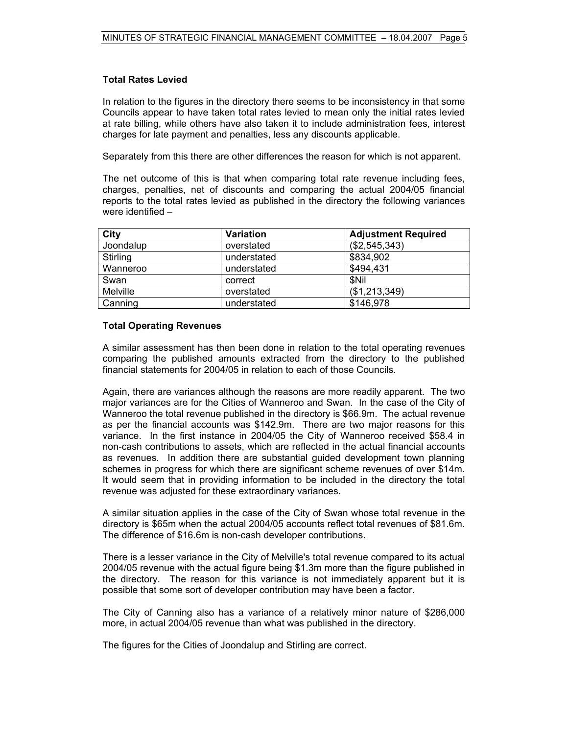**Total Rates Levied**

In relation to the figures in the directory there seems to be inconsistency in that some Councils appear to have taken total rates levied to mean only the initial rates levied at rate billing, while others have also taken it to include administration fees, interest charges for late payment and penalties, less any discounts applicable.

Separately from this there are other differences the reason for which is not apparent.

The net outcome of this is that when comparing total rate revenue including fees, charges, penalties, net of discounts and comparing the actual 2004/05 financial reports to the total rates levied as published in the directory the following variances were identified –

| City | Variation | Adjustment Required |
|---|---|---|
| Joondalup | overstated | ($2,545,343) |
| Stirling | understated | $834,902 |
| Wanneroo | understated | $494,431 |
| Swan | correct | $Nil |
| Melville | overstated | ($1,213,349) |
| Canning | understated | $146,978 |

**Total Operating Revenues**

A similar assessment has then been done in relation to the total operating revenues comparing the published amounts extracted from the directory to the published financial statements for 2004/05 in relation to each of those Councils.

Again, there are variances although the reasons are more readily apparent. The two major variances are for the Cities of Wanneroo and Swan. In the case of the City of Wanneroo the total revenue published in the directory is $66.9m. The actual revenue as per the financial accounts was $142.9m. There are two major reasons for this variance. In the first instance in 2004/05 the City of Wanneroo received $58.4 in non-cash contributions to assets, which are reflected in the actual financial accounts as revenues. In addition there are substantial guided development town planning schemes in progress for which there are significant scheme revenues of over $14m. It would seem that in providing information to be included in the directory the total revenue was adjusted for these extraordinary variances.

A similar situation applies in the case of the City of Swan whose total revenue in the directory is $65m when the actual 2004/05 accounts reflect total revenues of $81.6m. The difference of $16.6m is non-cash developer contributions.

There is a lesser variance in the City of Melville's total revenue compared to its actual 2004/05 revenue with the actual figure being $1.3m more than the figure published in the directory. The reason for this variance is not immediately apparent but it is possible that some sort of developer contribution may have been a factor.

The City of Canning also has a variance of a relatively minor nature of $286,000 more, in actual 2004/05 revenue than what was published in the directory.

The figures for the Cities of Joondalup and Stirling are correct.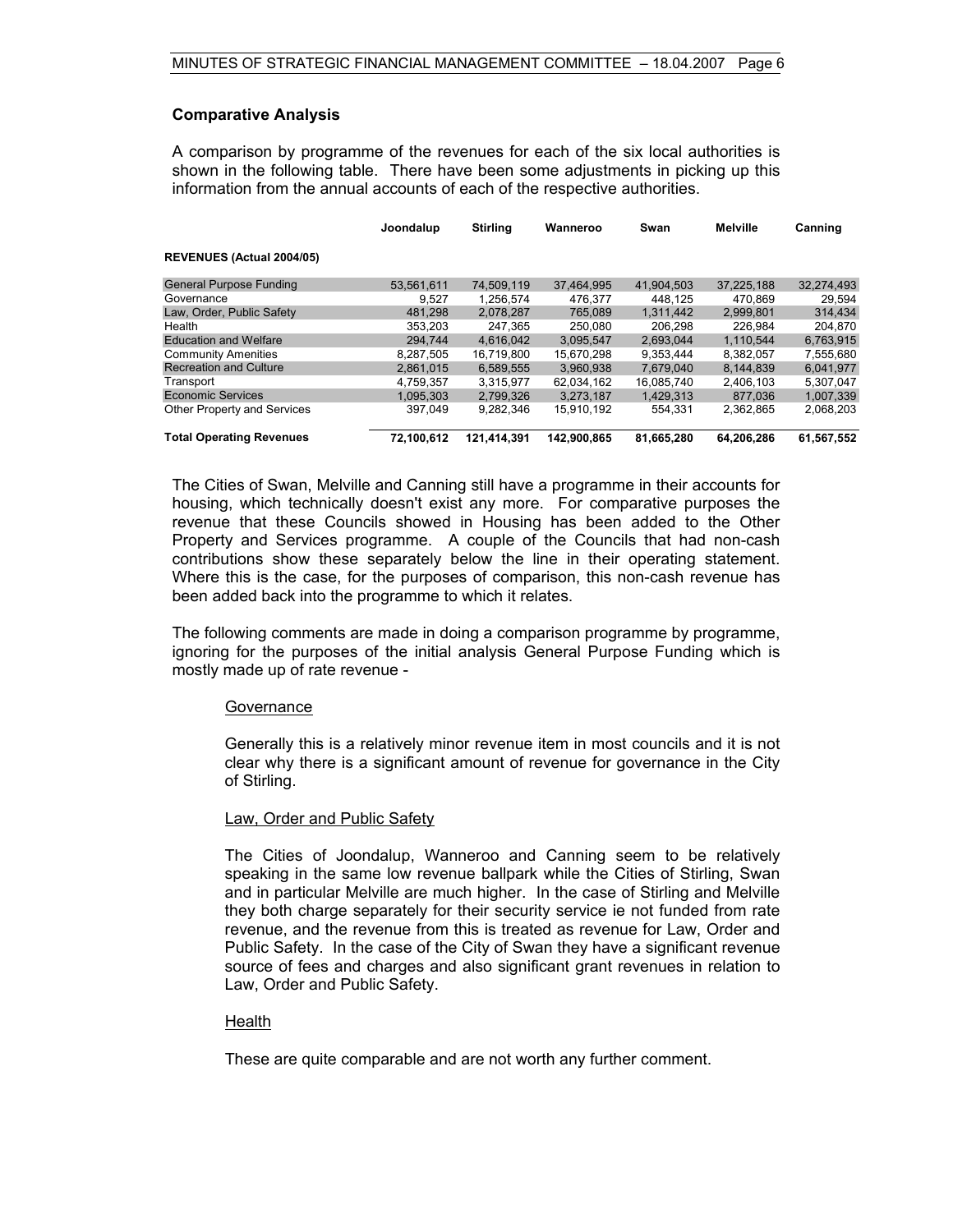## Comparative Analysis

A comparison by programme of the revenues for each of the six local authorities is shown in the following table. There have been some adjustments in picking up this information from the annual accounts of each of the respective authorities.

| | Joondalup | Stirling | Wanneroo | Swan | Melville | Canning |
|---|---|---|---|---|---|---|
| **REVENUES (Actual 2004/05)** | | | | | | |
| General Purpose Funding | 53,561,611 | 74,509,119 | 37,464,995 | 41,904,503 | 37,225,188 | 32,274,493 |
| Governance | 9,527 | 1,256,574 | 476,377 | 448,125 | 470,869 | 29,594 |
| Law, Order, Public Safety | 481,298 | 2,078,287 | 765,089 | 1,311,442 | 2,999,801 | 314,434 |
| Health | 353,203 | 247,365 | 250,080 | 206,298 | 226,984 | 204,870 |
| Education and Welfare | 294,744 | 4,616,042 | 3,095,547 | 2,693,044 | 1,110,544 | 6,763,915 |
| Community Amenities | 8,287,505 | 16,719,800 | 15,670,298 | 9,353,444 | 8,382,057 | 7,555,680 |
| Recreation and Culture | 2,861,015 | 6,589,555 | 3,960,938 | 7,679,040 | 8,144,839 | 6,041,977 |
| Transport | 4,759,357 | 3,315,977 | 62,034,162 | 16,085,740 | 2,406,103 | 5,307,047 |
| Economic Services | 1,095,303 | 2,799,326 | 3,273,187 | 1,429,313 | 877,036 | 1,007,339 |
| Other Property and Services | 397,049 | 9,282,346 | 15,910,192 | 554,331 | 2,362,865 | 2,068,203 |
| **Total Operating Revenues** | **72,100,612** | **121,414,391** | **142,900,865** | **81,665,280** | **64,206,286** | **61,567,552** |

The Cities of Swan, Melville and Canning still have a programme in their accounts for housing, which technically doesn't exist any more. For comparative purposes the revenue that these Councils showed in Housing has been added to the Other Property and Services programme. A couple of the Councils that had non-cash contributions show these separately below the line in their operating statement. Where this is the case, for the purposes of comparison, this non-cash revenue has been added back into the programme to which it relates.

The following comments are made in doing a comparison programme by programme, ignoring for the purposes of the initial analysis General Purpose Funding which is mostly made up of rate revenue -

### Governance

Generally this is a relatively minor revenue item in most councils and it is not clear why there is a significant amount of revenue for governance in the City of Stirling.

### Law, Order and Public Safety

The Cities of Joondalup, Wanneroo and Canning seem to be relatively speaking in the same low revenue ballpark while the Cities of Stirling, Swan and in particular Melville are much higher. In the case of Stirling and Melville they both charge separately for their security service ie not funded from rate revenue, and the revenue from this is treated as revenue for Law, Order and Public Safety. In the case of the City of Swan they have a significant revenue source of fees and charges and also significant grant revenues in relation to Law, Order and Public Safety.

### Health

These are quite comparable and are not worth any further comment.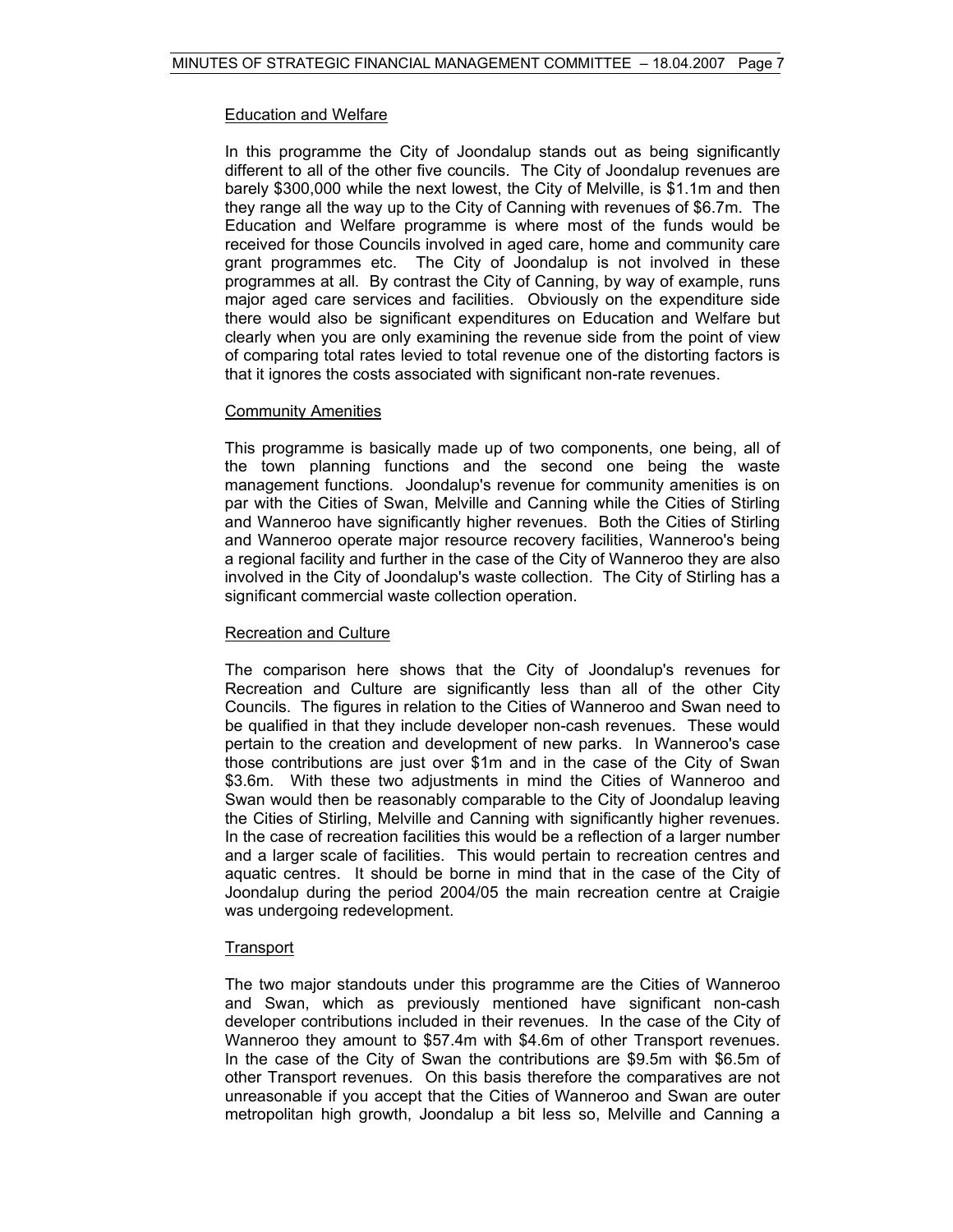Education and Welfare

In this programme the City of Joondalup stands out as being significantly different to all of the other five councils. The City of Joondalup revenues are barely $300,000 while the next lowest, the City of Melville, is $1.1m and then they range all the way up to the City of Canning with revenues of $6.7m. The Education and Welfare programme is where most of the funds would be received for those Councils involved in aged care, home and community care grant programmes etc. The City of Joondalup is not involved in these programmes at all. By contrast the City of Canning, by way of example, runs major aged care services and facilities. Obviously on the expenditure side there would also be significant expenditures on Education and Welfare but clearly when you are only examining the revenue side from the point of view of comparing total rates levied to total revenue one of the distorting factors is that it ignores the costs associated with significant non-rate revenues.

Community Amenities

This programme is basically made up of two components, one being, all of the town planning functions and the second one being the waste management functions. Joondalup's revenue for community amenities is on par with the Cities of Swan, Melville and Canning while the Cities of Stirling and Wanneroo have significantly higher revenues. Both the Cities of Stirling and Wanneroo operate major resource recovery facilities, Wanneroo's being a regional facility and further in the case of the City of Wanneroo they are also involved in the City of Joondalup's waste collection. The City of Stirling has a significant commercial waste collection operation.

Recreation and Culture

The comparison here shows that the City of Joondalup's revenues for Recreation and Culture are significantly less than all of the other City Councils. The figures in relation to the Cities of Wanneroo and Swan need to be qualified in that they include developer non-cash revenues. These would pertain to the creation and development of new parks. In Wanneroo's case those contributions are just over $1m and in the case of the City of Swan $3.6m. With these two adjustments in mind the Cities of Wanneroo and Swan would then be reasonably comparable to the City of Joondalup leaving the Cities of Stirling, Melville and Canning with significantly higher revenues. In the case of recreation facilities this would be a reflection of a larger number and a larger scale of facilities. This would pertain to recreation centres and aquatic centres. It should be borne in mind that in the case of the City of Joondalup during the period 2004/05 the main recreation centre at Craigie was undergoing redevelopment.

Transport

The two major standouts under this programme are the Cities of Wanneroo and Swan, which as previously mentioned have significant non-cash developer contributions included in their revenues. In the case of the City of Wanneroo they amount to $57.4m with $4.6m of other Transport revenues. In the case of the City of Swan the contributions are $9.5m with $6.5m of other Transport revenues. On this basis therefore the comparatives are not unreasonable if you accept that the Cities of Wanneroo and Swan are outer metropolitan high growth, Joondalup a bit less so, Melville and Canning a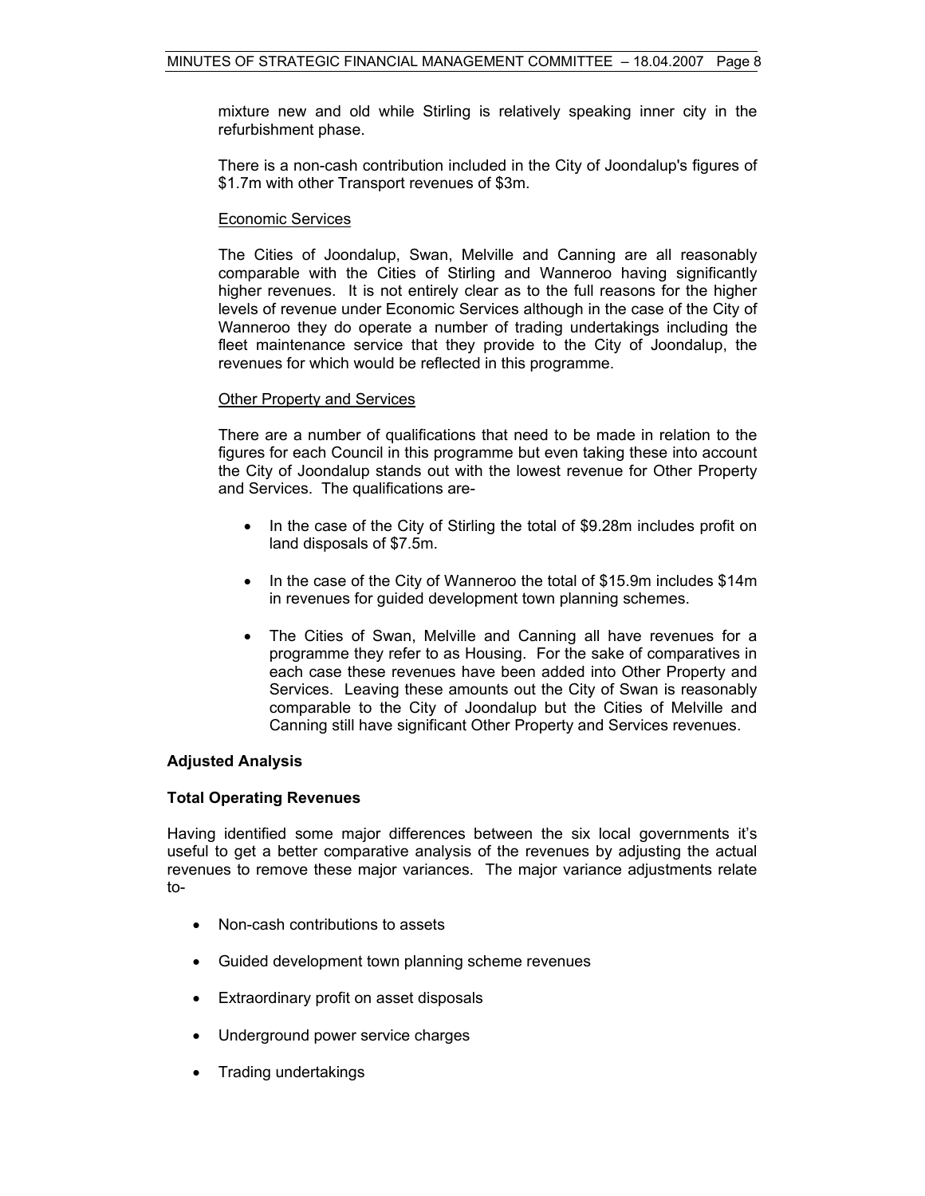mixture new and old while Stirling is relatively speaking inner city in the refurbishment phase.

There is a non-cash contribution included in the City of Joondalup's figures of $1.7m with other Transport revenues of $3m.

Economic Services

The Cities of Joondalup, Swan, Melville and Canning are all reasonably comparable with the Cities of Stirling and Wanneroo having significantly higher revenues. It is not entirely clear as to the full reasons for the higher levels of revenue under Economic Services although in the case of the City of Wanneroo they do operate a number of trading undertakings including the fleet maintenance service that they provide to the City of Joondalup, the revenues for which would be reflected in this programme.

Other Property and Services

There are a number of qualifications that need to be made in relation to the figures for each Council in this programme but even taking these into account the City of Joondalup stands out with the lowest revenue for Other Property and Services. The qualifications are-

- In the case of the City of Stirling the total of $9.28m includes profit on land disposals of $7.5m.
- In the case of the City of Wanneroo the total of $15.9m includes $14m in revenues for guided development town planning schemes.
- The Cities of Swan, Melville and Canning all have revenues for a programme they refer to as Housing. For the sake of comparatives in each case these revenues have been added into Other Property and Services. Leaving these amounts out the City of Swan is reasonably comparable to the City of Joondalup but the Cities of Melville and Canning still have significant Other Property and Services revenues.

**Adjusted Analysis**

**Total Operating Revenues**

Having identified some major differences between the six local governments it's useful to get a better comparative analysis of the revenues by adjusting the actual revenues to remove these major variances. The major variance adjustments relate to-

- Non-cash contributions to assets
- Guided development town planning scheme revenues
- Extraordinary profit on asset disposals
- Underground power service charges
- Trading undertakings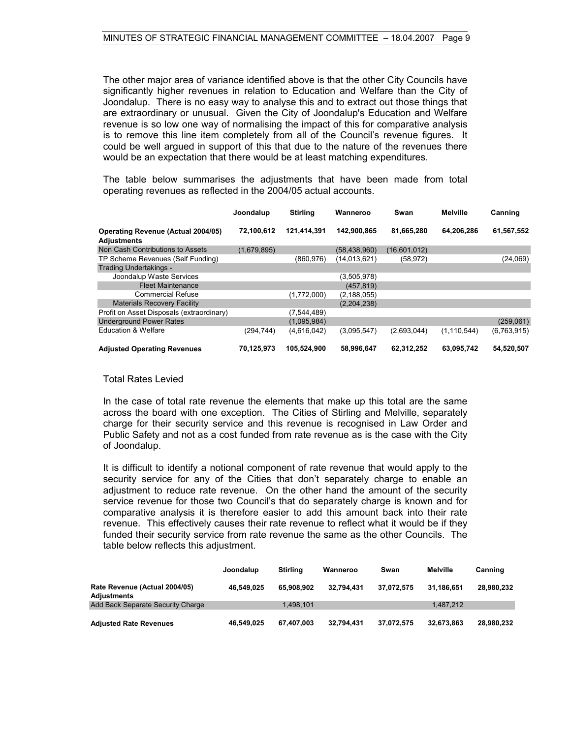The other major area of variance identified above is that the other City Councils have significantly higher revenues in relation to Education and Welfare than the City of Joondalup. There is no easy way to analyse this and to extract out those things that are extraordinary or unusual. Given the City of Joondalup's Education and Welfare revenue is so low one way of normalising the impact of this for comparative analysis is to remove this line item completely from all of the Council's revenue figures. It could be well argued in support of this that due to the nature of the revenues there would be an expectation that there would be at least matching expenditures.

The table below summarises the adjustments that have been made from total operating revenues as reflected in the 2004/05 actual accounts.

| | Joondalup | Stirling | Wanneroo | Swan | Melville | Canning |
|---|---|---|---|---|---|---|
| **Operating Revenue (Actual 2004/05)** | **72,100,612** | **121,414,391** | **142,900,865** | **81,665,280** | **64,206,286** | **61,567,552** |
| **Adjustments** | | | | | | |
| Non Cash Contributions to Assets | (1,679,895) | | (58,438,960) | (16,601,012) | | |
| TP Scheme Revenues (Self Funding) | | (860,976) | (14,013,621) | (58,972) | | (24,069) |
| Trading Undertakings - | | | | | | |
| Joondalup Waste Services | | | (3,505,978) | | | |
| Fleet Maintenance | | | (457,819) | | | |
| Commercial Refuse | | (1,772,000) | (2,188,055) | | | |
| Materials Recovery Facility | | | (2,204,238) | | | |
| Profit on Asset Disposals (extraordinary) | | (7,544,489) | | | | |
| Underground Power Rates | | (1,095,984) | | | | (259,061) |
| Education & Welfare | (294,744) | (4,616,042) | (3,095,547) | (2,693,044) | (1,110,544) | (6,763,915) |
| **Adjusted Operating Revenues** | **70,125,973** | **105,524,900** | **58,996,647** | **62,312,252** | **63,095,742** | **54,520,507** |

## Total Rates Levied

In the case of total rate revenue the elements that make up this total are the same across the board with one exception. The Cities of Stirling and Melville, separately charge for their security service and this revenue is recognised in Law Order and Public Safety and not as a cost funded from rate revenue as is the case with the City of Joondalup.

It is difficult to identify a notional component of rate revenue that would apply to the security service for any of the Cities that don't separately charge to enable an adjustment to reduce rate revenue. On the other hand the amount of the security service revenue for those two Council's that do separately charge is known and for comparative analysis it is therefore easier to add this amount back into their rate revenue. This effectively causes their rate revenue to reflect what it would be if they funded their security service from rate revenue the same as the other Councils. The table below reflects this adjustment.

| | Joondalup | Stirling | Wanneroo | Swan | Melville | Canning |
|---|---|---|---|---|---|---|
| **Rate Revenue (Actual 2004/05)** | **46,549,025** | **65,908,902** | **32,794,431** | **37,072,575** | **31,186,651** | **28,980,232** |
| **Adjustments** | | | | | | |
| Add Back Separate Security Charge | | 1,498,101 | | | 1,487,212 | |
| **Adjusted Rate Revenues** | **46,549,025** | **67,407,003** | **32,794,431** | **37,072,575** | **32,673,863** | **28,980,232** |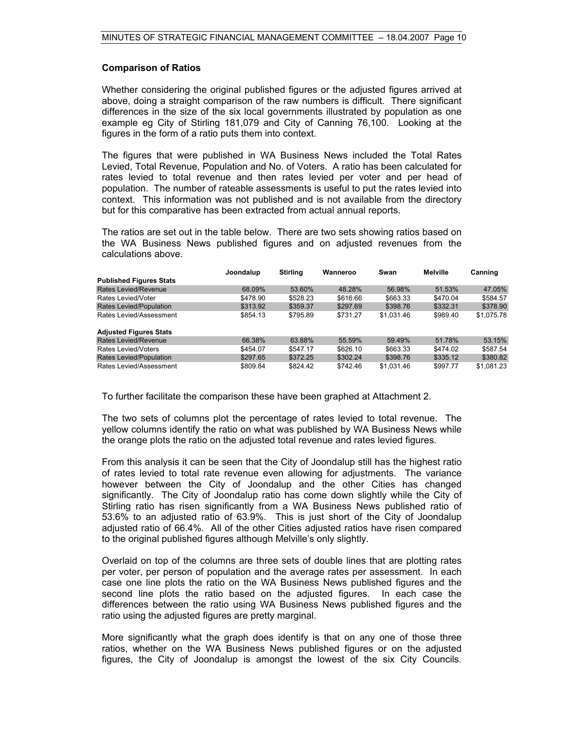### Comparison of Ratios

Whether considering the original published figures or the adjusted figures arrived at above, doing a straight comparison of the raw numbers is difficult. There significant differences in the size of the six local governments illustrated by population as one example eg City of Stirling 181,079 and City of Canning 76,100. Looking at the figures in the form of a ratio puts them into context.

The figures that were published in WA Business News included the Total Rates Levied, Total Revenue, Population and No. of Voters. A ratio has been calculated for rates levied to total revenue and then rates levied per voter and per head of population. The number of rateable assessments is useful to put the rates levied into context. This information was not published and is not available from the directory but for this comparative has been extracted from actual annual reports.

The ratios are set out in the table below. There are two sets showing ratios based on the WA Business News published figures and on adjusted revenues from the calculations above.

| | Joondalup | Stirling | Wanneroo | Swan | Melville | Canning |
|---|---|---|---|---|---|---|
| **Published Figures Stats** | | | | | | |
| Rates Levied/Revenue | 68.09% | 53.60% | 48.28% | 56.98% | 51.53% | 47.05% |
| Rates Levied/Voter | $478.90 | $528.23 | $616.66 | $663.33 | $470.04 | $584.57 |
| Rates Levied/Population | $313.92 | $359.37 | $297.69 | $398.76 | $332.31 | $378.90 |
| Rates Levied/Assessment | $854.13 | $795.89 | $731.27 | $1,031.46 | $989.40 | $1,075.78 |
| **Adjusted Figures Stats** | | | | | | |
| Rates Levied/Revenue | 66.38% | 63.88% | 55.59% | 59.49% | 51.78% | 53.15% |
| Rates Levied/Voters | $454.07 | $547.17 | $626.10 | $663.33 | $474.02 | $587.54 |
| Rates Levied/Population | $297.65 | $372.25 | $302.24 | $398.76 | $335.12 | $380.82 |
| Rates Levied/Assessment | $809.84 | $824.42 | $742.46 | $1,031.46 | $997.77 | $1,081.23 |

To further facilitate the comparison these have been graphed at Attachment 2.

The two sets of columns plot the percentage of rates levied to total revenue. The yellow columns identify the ratio on what was published by WA Business News while the orange plots the ratio on the adjusted total revenue and rates levied figures.

From this analysis it can be seen that the City of Joondalup still has the highest ratio of rates levied to total rate revenue even allowing for adjustments. The variance however between the City of Joondalup and the other Cities has changed significantly. The City of Joondalup ratio has come down slightly while the City of Stirling ratio has risen significantly from a WA Business News published ratio of 53.6% to an adjusted ratio of 63.9%. This is just short of the City of Joondalup adjusted ratio of 66.4%. All of the other Cities adjusted ratios have risen compared to the original published figures although Melville's only slightly.

Overlaid on top of the columns are three sets of double lines that are plotting rates per voter, per person of population and the average rates per assessment. In each case one line plots the ratio on the WA Business News published figures and the second line plots the ratio based on the adjusted figures. In each case the differences between the ratio using WA Business News published figures and the ratio using the adjusted figures are pretty marginal.

More significantly what the graph does identify is that on any one of those three ratios, whether on the WA Business News published figures or on the adjusted figures, the City of Joondalup is amongst the lowest of the six City Councils.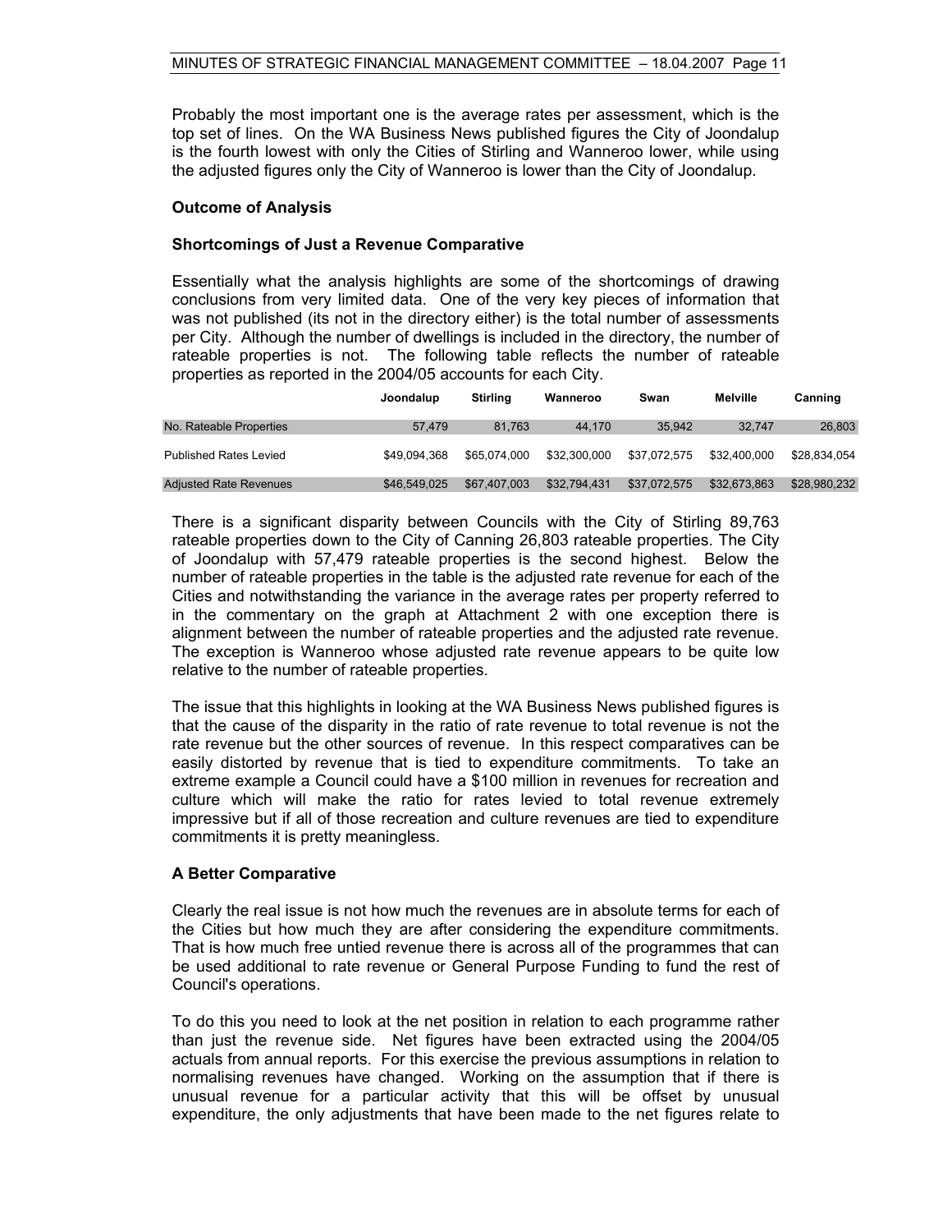Probably the most important one is the average rates per assessment, which is the top set of lines. On the WA Business News published figures the City of Joondalup is the fourth lowest with only the Cities of Stirling and Wanneroo lower, while using the adjusted figures only the City of Wanneroo is lower than the City of Joondalup.

**Outcome of Analysis**

**Shortcomings of Just a Revenue Comparative**

Essentially what the analysis highlights are some of the shortcomings of drawing conclusions from very limited data. One of the very key pieces of information that was not published (its not in the directory either) is the total number of assessments per City. Although the number of dwellings is included in the directory, the number of rateable properties is not. The following table reflects the number of rateable properties as reported in the 2004/05 accounts for each City.

| | Joondalup | Stirling | Wanneroo | Swan | Melville | Canning |
|---|---|---|---|---|---|---|
| No. Rateable Properties | 57,479 | 81,763 | 44,170 | 35,942 | 32,747 | 26,803 |
| Published Rates Levied | $49,094,368 | $65,074,000 | $32,300,000 | $37,072,575 | $32,400,000 | $28,834,054 |
| Adjusted Rate Revenues | $46,549,025 | $67,407,003 | $32,794,431 | $37,072,575 | $32,673,863 | $28,980,232 |

There is a significant disparity between Councils with the City of Stirling 89,763 rateable properties down to the City of Canning 26,803 rateable properties. The City of Joondalup with 57,479 rateable properties is the second highest. Below the number of rateable properties in the table is the adjusted rate revenue for each of the Cities and notwithstanding the variance in the average rates per property referred to in the commentary on the graph at Attachment 2 with one exception there is alignment between the number of rateable properties and the adjusted rate revenue. The exception is Wanneroo whose adjusted rate revenue appears to be quite low relative to the number of rateable properties.

The issue that this highlights in looking at the WA Business News published figures is that the cause of the disparity in the ratio of rate revenue to total revenue is not the rate revenue but the other sources of revenue. In this respect comparatives can be easily distorted by revenue that is tied to expenditure commitments. To take an extreme example a Council could have a $100 million in revenues for recreation and culture which will make the ratio for rates levied to total revenue extremely impressive but if all of those recreation and culture revenues are tied to expenditure commitments it is pretty meaningless.

**A Better Comparative**

Clearly the real issue is not how much the revenues are in absolute terms for each of the Cities but how much they are after considering the expenditure commitments. That is how much free untied revenue there is across all of the programmes that can be used additional to rate revenue or General Purpose Funding to fund the rest of Council's operations.

To do this you need to look at the net position in relation to each programme rather than just the revenue side. Net figures have been extracted using the 2004/05 actuals from annual reports. For this exercise the previous assumptions in relation to normalising revenues have changed. Working on the assumption that if there is unusual revenue for a particular activity that this will be offset by unusual expenditure, the only adjustments that have been made to the net figures relate to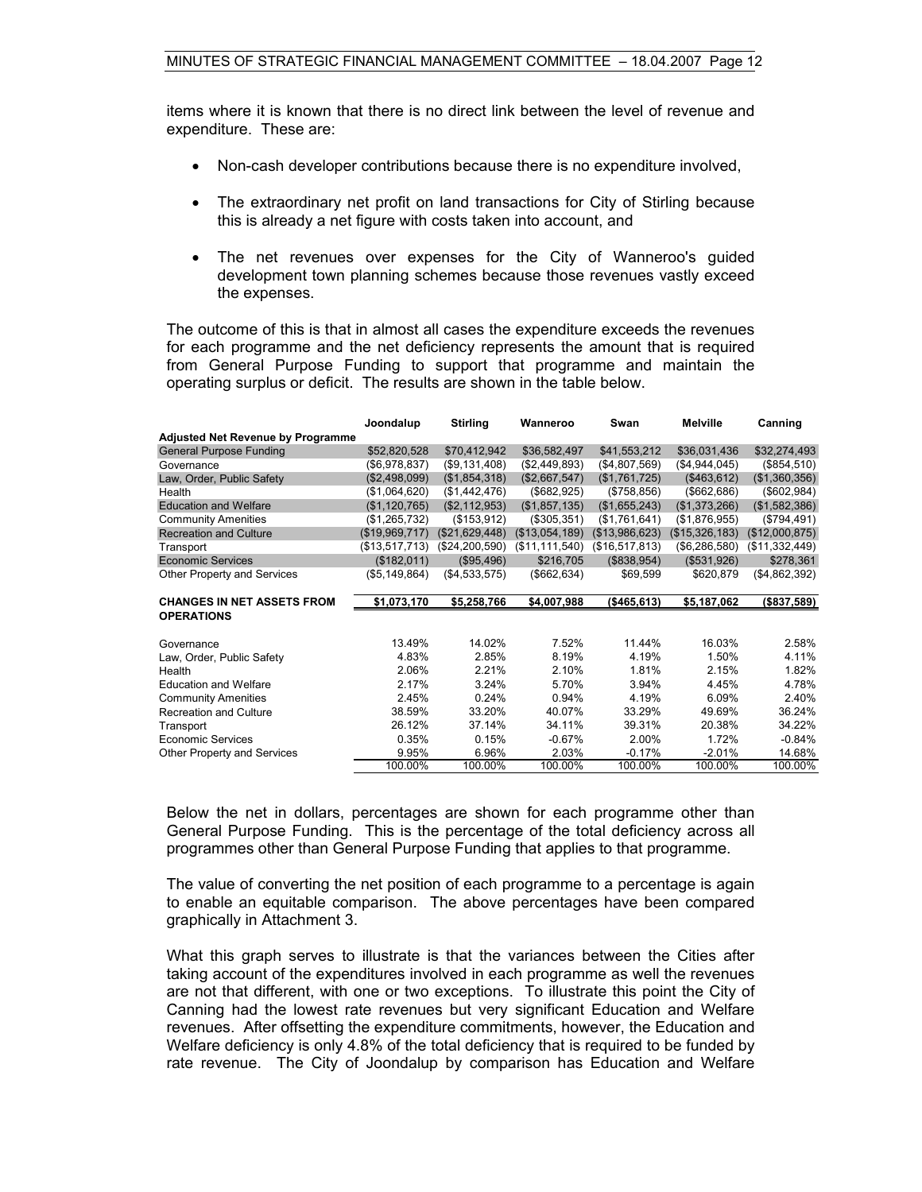items where it is known that there is no direct link between the level of revenue and expenditure. These are:

- Non-cash developer contributions because there is no expenditure involved,
- The extraordinary net profit on land transactions for City of Stirling because this is already a net figure with costs taken into account, and
- The net revenues over expenses for the City of Wanneroo's guided development town planning schemes because those revenues vastly exceed the expenses.

The outcome of this is that in almost all cases the expenditure exceeds the revenues for each programme and the net deficiency represents the amount that is required from General Purpose Funding to support that programme and maintain the operating surplus or deficit. The results are shown in the table below.

| | Joondalup | Stirling | Wanneroo | Swan | Melville | Canning |
|---|---|---|---|---|---|---|
| **Adjusted Net Revenue by Programme** | | | | | | |
| General Purpose Funding | $52,820,528 | $70,412,942 | $36,582,497 | $41,553,212 | $36,031,436 | $32,274,493 |
| Governance | ($6,978,837) | ($9,131,408) | ($2,449,893) | ($4,807,569) | ($4,944,045) | ($854,510) |
| Law, Order, Public Safety | ($2,498,099) | ($1,854,318) | ($2,667,547) | ($1,761,725) | ($463,612) | ($1,360,356) |
| Health | ($1,064,620) | ($1,442,476) | ($682,925) | ($758,856) | ($662,686) | ($602,984) |
| Education and Welfare | ($1,120,765) | ($2,112,953) | ($1,857,135) | ($1,655,243) | ($1,373,266) | ($1,582,386) |
| Community Amenities | ($1,265,732) | ($153,912) | ($305,351) | ($1,761,641) | ($1,876,955) | ($794,491) |
| Recreation and Culture | ($19,969,717) | ($21,629,448) | ($13,054,189) | ($13,986,623) | ($15,326,183) | ($12,000,875) |
| Transport | ($13,517,713) | ($24,200,590) | ($11,111,540) | ($16,517,813) | ($6,286,580) | ($11,332,449) |
| Economic Services | ($182,011) | ($95,496) | $216,705 | ($838,954) | ($531,926) | $278,361 |
| Other Property and Services | ($5,149,864) | ($4,533,575) | ($662,634) | $69,599 | $620,879 | ($4,862,392) |
| **CHANGES IN NET ASSETS FROM OPERATIONS** | **$1,073,170** | **$5,258,766** | **$4,007,988** | **($465,613)** | **$5,187,062** | **($837,589)** |
| Governance | 13.49% | 14.02% | 7.52% | 11.44% | 16.03% | 2.58% |
| Law, Order, Public Safety | 4.83% | 2.85% | 8.19% | 4.19% | 1.50% | 4.11% |
| Health | 2.06% | 2.21% | 2.10% | 1.81% | 2.15% | 1.82% |
| Education and Welfare | 2.17% | 3.24% | 5.70% | 3.94% | 4.45% | 4.78% |
| Community Amenities | 2.45% | 0.24% | 0.94% | 4.19% | 6.09% | 2.40% |
| Recreation and Culture | 38.59% | 33.20% | 40.07% | 33.29% | 49.69% | 36.24% |
| Transport | 26.12% | 37.14% | 34.11% | 39.31% | 20.38% | 34.22% |
| Economic Services | 0.35% | 0.15% | -0.67% | 2.00% | 1.72% | -0.84% |
| Other Property and Services | 9.95% | 6.96% | 2.03% | -0.17% | -2.01% | 14.68% |
| | 100.00% | 100.00% | 100.00% | 100.00% | 100.00% | 100.00% |

Below the net in dollars, percentages are shown for each programme other than General Purpose Funding. This is the percentage of the total deficiency across all programmes other than General Purpose Funding that applies to that programme.

The value of converting the net position of each programme to a percentage is again to enable an equitable comparison. The above percentages have been compared graphically in Attachment 3.

What this graph serves to illustrate is that the variances between the Cities after taking account of the expenditures involved in each programme as well the revenues are not that different, with one or two exceptions. To illustrate this point the City of Canning had the lowest rate revenues but very significant Education and Welfare revenues. After offsetting the expenditure commitments, however, the Education and Welfare deficiency is only 4.8% of the total deficiency that is required to be funded by rate revenue. The City of Joondalup by comparison has Education and Welfare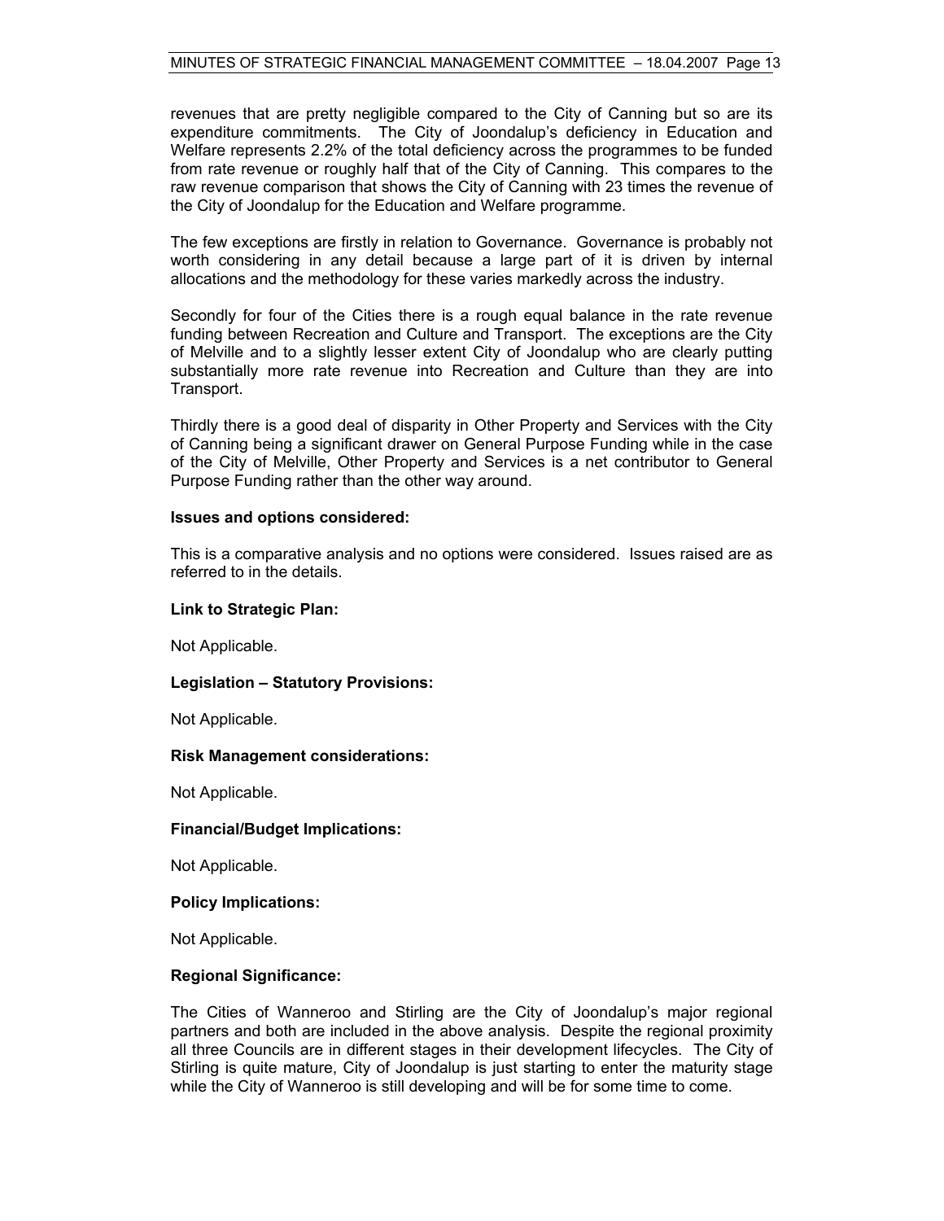revenues that are pretty negligible compared to the City of Canning but so are its expenditure commitments. The City of Joondalup's deficiency in Education and Welfare represents 2.2% of the total deficiency across the programmes to be funded from rate revenue or roughly half that of the City of Canning. This compares to the raw revenue comparison that shows the City of Canning with 23 times the revenue of the City of Joondalup for the Education and Welfare programme.

The few exceptions are firstly in relation to Governance. Governance is probably not worth considering in any detail because a large part of it is driven by internal allocations and the methodology for these varies markedly across the industry.

Secondly for four of the Cities there is a rough equal balance in the rate revenue funding between Recreation and Culture and Transport. The exceptions are the City of Melville and to a slightly lesser extent City of Joondalup who are clearly putting substantially more rate revenue into Recreation and Culture than they are into Transport.

Thirdly there is a good deal of disparity in Other Property and Services with the City of Canning being a significant drawer on General Purpose Funding while in the case of the City of Melville, Other Property and Services is a net contributor to General Purpose Funding rather than the other way around.

**Issues and options considered:**

This is a comparative analysis and no options were considered. Issues raised are as referred to in the details.

**Link to Strategic Plan:**

Not Applicable.

**Legislation – Statutory Provisions:**

Not Applicable.

**Risk Management considerations:**

Not Applicable.

**Financial/Budget Implications:**

Not Applicable.

**Policy Implications:**

Not Applicable.

**Regional Significance:**

The Cities of Wanneroo and Stirling are the City of Joondalup's major regional partners and both are included in the above analysis. Despite the regional proximity all three Councils are in different stages in their development lifecycles. The City of Stirling is quite mature, City of Joondalup is just starting to enter the maturity stage while the City of Wanneroo is still developing and will be for some time to come.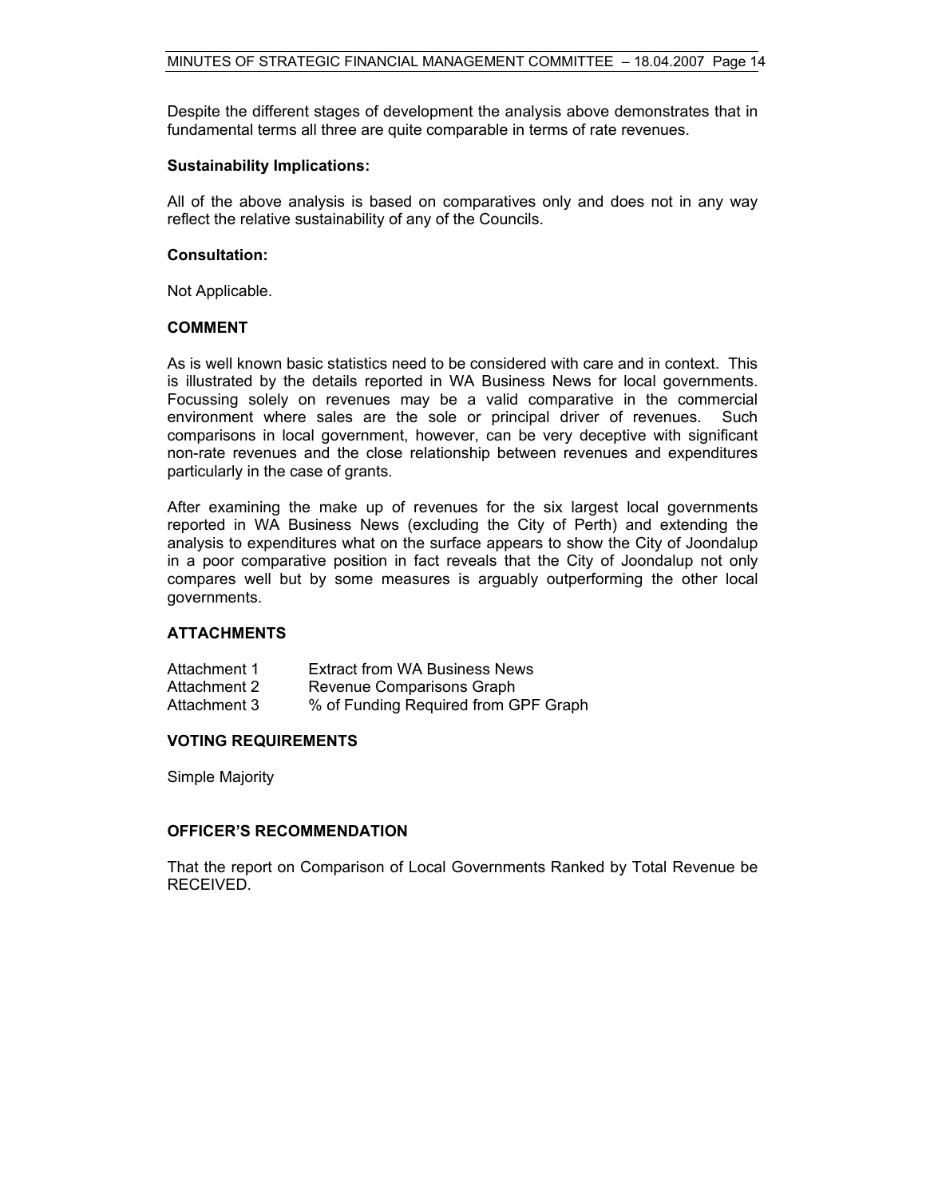Despite the different stages of development the analysis above demonstrates that in fundamental terms all three are quite comparable in terms of rate revenues.

**Sustainability Implications:**

All of the above analysis is based on comparatives only and does not in any way reflect the relative sustainability of any of the Councils.

**Consultation:**

Not Applicable.

## COMMENT

As is well known basic statistics need to be considered with care and in context. This is illustrated by the details reported in WA Business News for local governments. Focussing solely on revenues may be a valid comparative in the commercial environment where sales are the sole or principal driver of revenues. Such comparisons in local government, however, can be very deceptive with significant non-rate revenues and the close relationship between revenues and expenditures particularly in the case of grants.

After examining the make up of revenues for the six largest local governments reported in WA Business News (excluding the City of Perth) and extending the analysis to expenditures what on the surface appears to show the City of Joondalup in a poor comparative position in fact reveals that the City of Joondalup not only compares well but by some measures is arguably outperforming the other local governments.

## ATTACHMENTS

| | |
|---|---|
| Attachment 1 | Extract from WA Business News |
| Attachment 2 | Revenue Comparisons Graph |
| Attachment 3 | % of Funding Required from GPF Graph |

## VOTING REQUIREMENTS

Simple Majority

## OFFICER'S RECOMMENDATION

That the report on Comparison of Local Governments Ranked by Total Revenue be RECEIVED.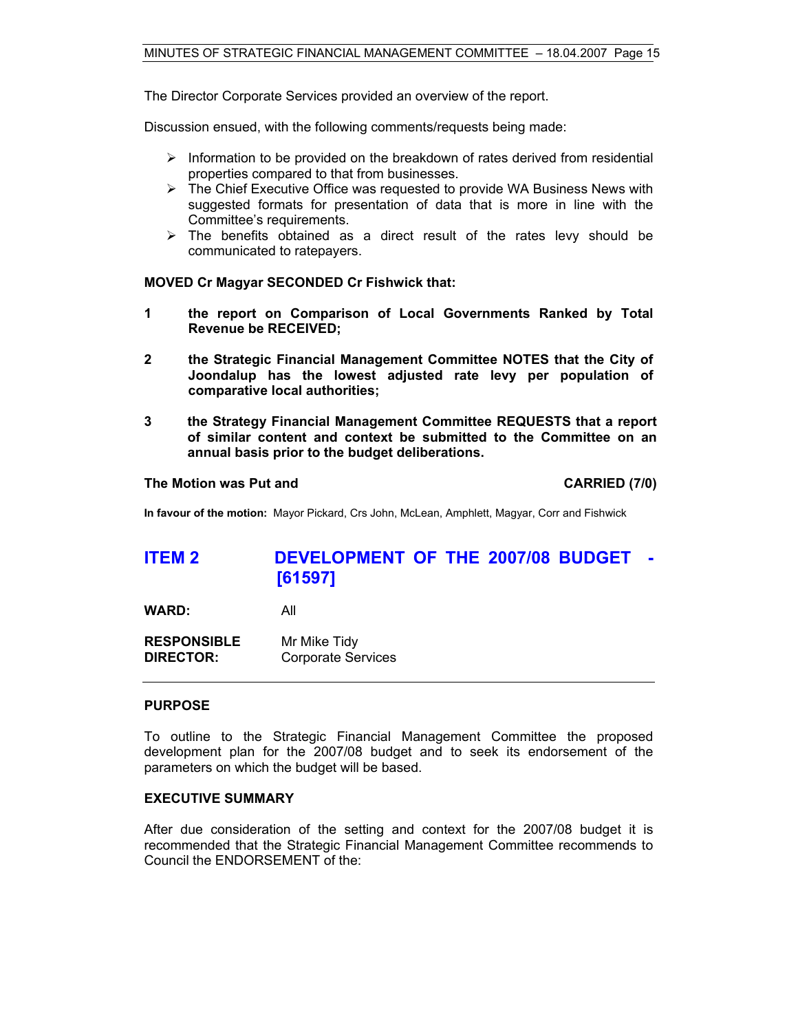The Director Corporate Services provided an overview of the report.

Discussion ensued, with the following comments/requests being made:

- Information to be provided on the breakdown of rates derived from residential properties compared to that from businesses.
- The Chief Executive Office was requested to provide WA Business News with suggested formats for presentation of data that is more in line with the Committee's requirements.
- The benefits obtained as a direct result of the rates levy should be communicated to ratepayers.

**MOVED Cr Magyar SECONDED Cr Fishwick that:**

**1 the report on Comparison of Local Governments Ranked by Total Revenue be RECEIVED;**

**2 the Strategic Financial Management Committee NOTES that the City of Joondalup has the lowest adjusted rate levy per population of comparative local authorities;**

**3 the Strategy Financial Management Committee REQUESTS that a report of similar content and context be submitted to the Committee on an annual basis prior to the budget deliberations.**

**The Motion was Put and CARRIED (7/0)**

**In favour of the motion:** Mayor Pickard, Crs John, McLean, Amphlett, Magyar, Corr and Fishwick

## ITEM 2 DEVELOPMENT OF THE 2007/08 BUDGET - [61597]

**WARD:** All

**RESPONSIBLE DIRECTOR:** Mr Mike Tidy Corporate Services

### PURPOSE

To outline to the Strategic Financial Management Committee the proposed development plan for the 2007/08 budget and to seek its endorsement of the parameters on which the budget will be based.

### EXECUTIVE SUMMARY

After due consideration of the setting and context for the 2007/08 budget it is recommended that the Strategic Financial Management Committee recommends to Council the ENDORSEMENT of the: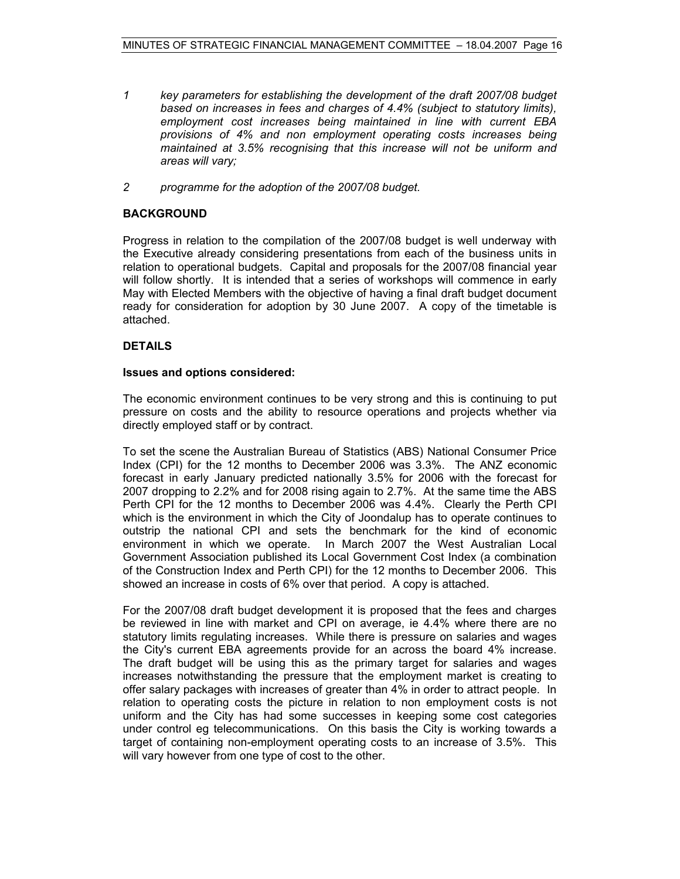1 *key parameters for establishing the development of the draft 2007/08 budget based on increases in fees and charges of 4.4% (subject to statutory limits), employment cost increases being maintained in line with current EBA provisions of 4% and non employment operating costs increases being maintained at 3.5% recognising that this increase will not be uniform and areas will vary;*

2 *programme for the adoption of the 2007/08 budget.*

**BACKGROUND**

Progress in relation to the compilation of the 2007/08 budget is well underway with the Executive already considering presentations from each of the business units in relation to operational budgets. Capital and proposals for the 2007/08 financial year will follow shortly. It is intended that a series of workshops will commence in early May with Elected Members with the objective of having a final draft budget document ready for consideration for adoption by 30 June 2007. A copy of the timetable is attached.

**DETAILS**

**Issues and options considered:**

The economic environment continues to be very strong and this is continuing to put pressure on costs and the ability to resource operations and projects whether via directly employed staff or by contract.

To set the scene the Australian Bureau of Statistics (ABS) National Consumer Price Index (CPI) for the 12 months to December 2006 was 3.3%. The ANZ economic forecast in early January predicted nationally 3.5% for 2006 with the forecast for 2007 dropping to 2.2% and for 2008 rising again to 2.7%. At the same time the ABS Perth CPI for the 12 months to December 2006 was 4.4%. Clearly the Perth CPI which is the environment in which the City of Joondalup has to operate continues to outstrip the national CPI and sets the benchmark for the kind of economic environment in which we operate. In March 2007 the West Australian Local Government Association published its Local Government Cost Index (a combination of the Construction Index and Perth CPI) for the 12 months to December 2006. This showed an increase in costs of 6% over that period. A copy is attached.

For the 2007/08 draft budget development it is proposed that the fees and charges be reviewed in line with market and CPI on average, ie 4.4% where there are no statutory limits regulating increases. While there is pressure on salaries and wages the City's current EBA agreements provide for an across the board 4% increase. The draft budget will be using this as the primary target for salaries and wages increases notwithstanding the pressure that the employment market is creating to offer salary packages with increases of greater than 4% in order to attract people. In relation to operating costs the picture in relation to non employment costs is not uniform and the City has had some successes in keeping some cost categories under control eg telecommunications. On this basis the City is working towards a target of containing non-employment operating costs to an increase of 3.5%. This will vary however from one type of cost to the other.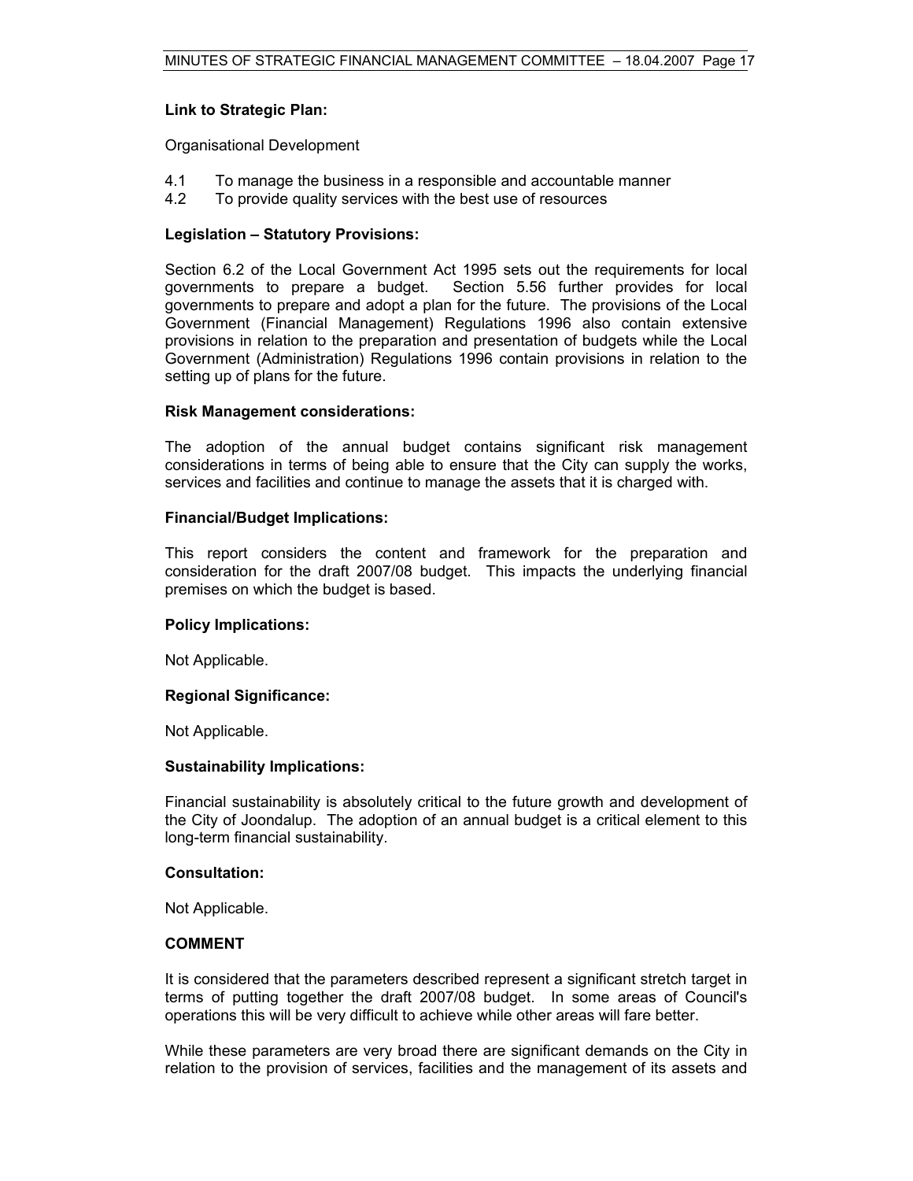**Link to Strategic Plan:**

Organisational Development

4.1 To manage the business in a responsible and accountable manner
4.2 To provide quality services with the best use of resources

**Legislation – Statutory Provisions:**

Section 6.2 of the Local Government Act 1995 sets out the requirements for local governments to prepare a budget. Section 5.56 further provides for local governments to prepare and adopt a plan for the future. The provisions of the Local Government (Financial Management) Regulations 1996 also contain extensive provisions in relation to the preparation and presentation of budgets while the Local Government (Administration) Regulations 1996 contain provisions in relation to the setting up of plans for the future.

**Risk Management considerations:**

The adoption of the annual budget contains significant risk management considerations in terms of being able to ensure that the City can supply the works, services and facilities and continue to manage the assets that it is charged with.

**Financial/Budget Implications:**

This report considers the content and framework for the preparation and consideration for the draft 2007/08 budget. This impacts the underlying financial premises on which the budget is based.

**Policy Implications:**

Not Applicable.

**Regional Significance:**

Not Applicable.

**Sustainability Implications:**

Financial sustainability is absolutely critical to the future growth and development of the City of Joondalup. The adoption of an annual budget is a critical element to this long-term financial sustainability.

**Consultation:**

Not Applicable.

**COMMENT**

It is considered that the parameters described represent a significant stretch target in terms of putting together the draft 2007/08 budget. In some areas of Council's operations this will be very difficult to achieve while other areas will fare better.

While these parameters are very broad there are significant demands on the City in relation to the provision of services, facilities and the management of its assets and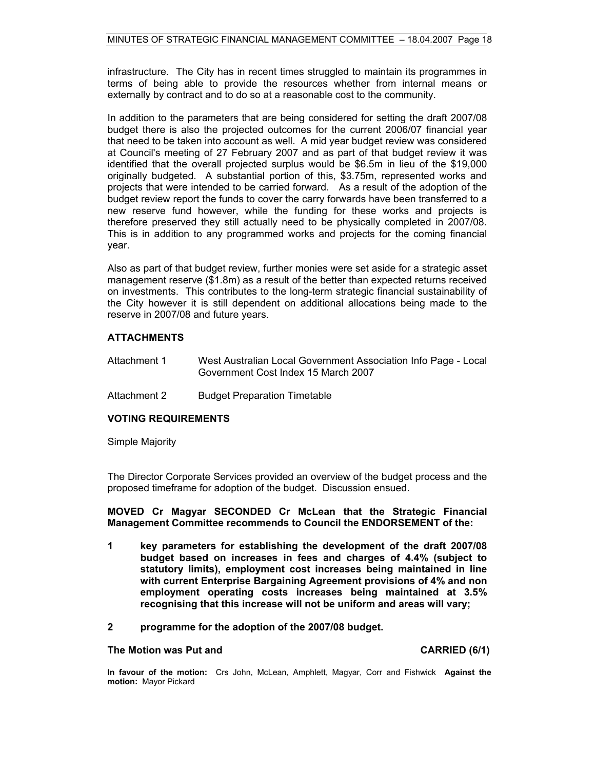infrastructure. The City has in recent times struggled to maintain its programmes in terms of being able to provide the resources whether from internal means or externally by contract and to do so at a reasonable cost to the community.

In addition to the parameters that are being considered for setting the draft 2007/08 budget there is also the projected outcomes for the current 2006/07 financial year that need to be taken into account as well. A mid year budget review was considered at Council's meeting of 27 February 2007 and as part of that budget review it was identified that the overall projected surplus would be $6.5m in lieu of the $19,000 originally budgeted. A substantial portion of this, $3.75m, represented works and projects that were intended to be carried forward. As a result of the adoption of the budget review report the funds to cover the carry forwards have been transferred to a new reserve fund however, while the funding for these works and projects is therefore preserved they still actually need to be physically completed in 2007/08. This is in addition to any programmed works and projects for the coming financial year.

Also as part of that budget review, further monies were set aside for a strategic asset management reserve ($1.8m) as a result of the better than expected returns received on investments. This contributes to the long-term strategic financial sustainability of the City however it is still dependent on additional allocations being made to the reserve in 2007/08 and future years.

## ATTACHMENTS

| | |
|---|---|
| Attachment 1 | West Australian Local Government Association Info Page - Local Government Cost Index 15 March 2007 |
| Attachment 2 | Budget Preparation Timetable |

## VOTING REQUIREMENTS

Simple Majority

The Director Corporate Services provided an overview of the budget process and the proposed timeframe for adoption of the budget. Discussion ensued.

**MOVED Cr Magyar SECONDED Cr McLean that the Strategic Financial Management Committee recommends to Council the ENDORSEMENT of the:**

**1 key parameters for establishing the development of the draft 2007/08 budget based on increases in fees and charges of 4.4% (subject to statutory limits), employment cost increases being maintained in line with current Enterprise Bargaining Agreement provisions of 4% and non employment operating costs increases being maintained at 3.5% recognising that this increase will not be uniform and areas will vary;**

**2 programme for the adoption of the 2007/08 budget.**

**The Motion was Put and CARRIED (6/1)**

**In favour of the motion:** Crs John, McLean, Amphlett, Magyar, Corr and Fishwick **Against the motion:** Mayor Pickard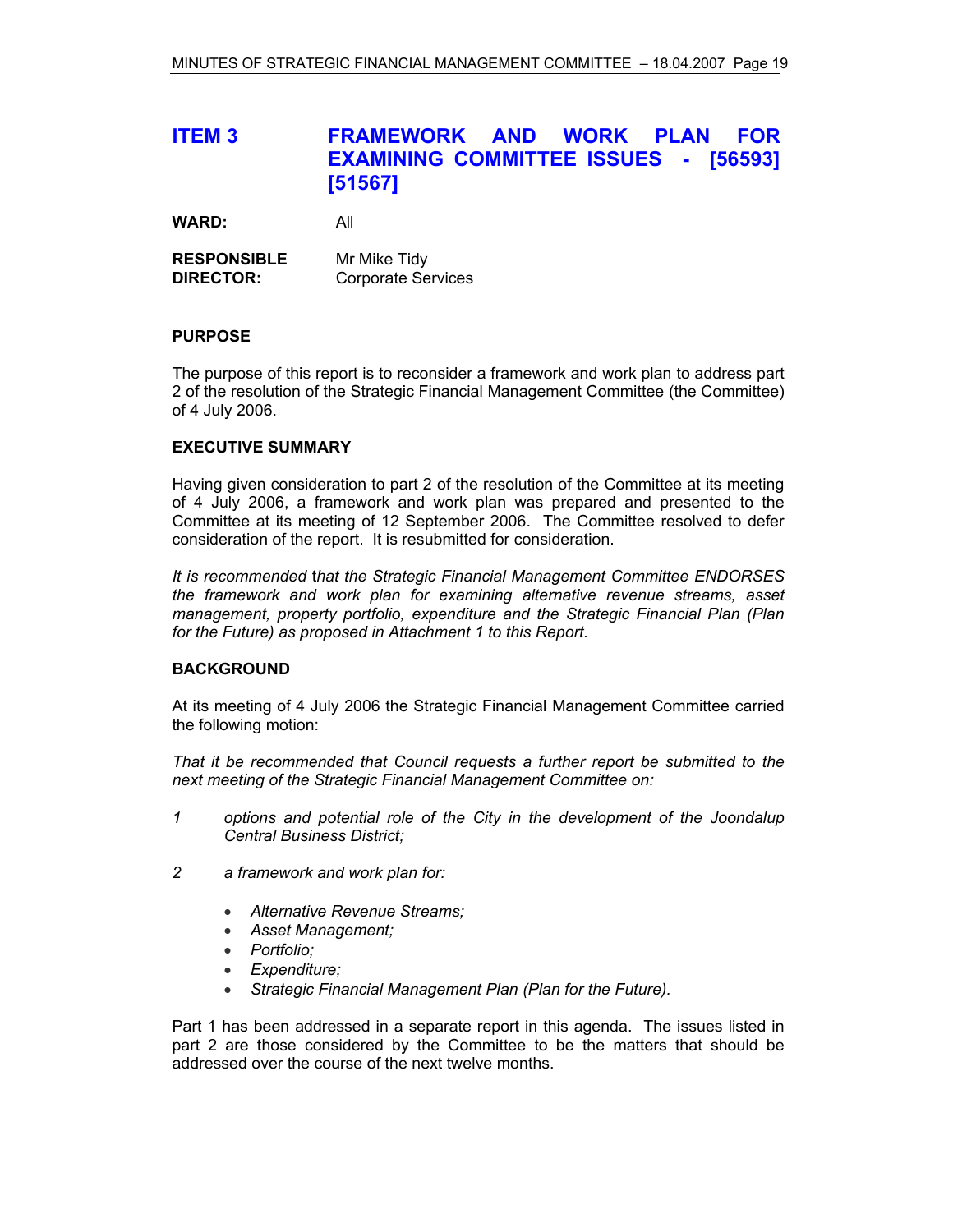## ITEM 3 FRAMEWORK AND WORK PLAN FOR EXAMINING COMMITTEE ISSUES - [56593] [51567]

**WARD:** All

**RESPONSIBLE DIRECTOR:** Mr Mike Tidy
Corporate Services

### PURPOSE

The purpose of this report is to reconsider a framework and work plan to address part 2 of the resolution of the Strategic Financial Management Committee (the Committee) of 4 July 2006.

### EXECUTIVE SUMMARY

Having given consideration to part 2 of the resolution of the Committee at its meeting of 4 July 2006, a framework and work plan was prepared and presented to the Committee at its meeting of 12 September 2006. The Committee resolved to defer consideration of the report. It is resubmitted for consideration.

*It is recommended that the Strategic Financial Management Committee ENDORSES the framework and work plan for examining alternative revenue streams, asset management, property portfolio, expenditure and the Strategic Financial Plan (Plan for the Future) as proposed in Attachment 1 to this Report.*

### BACKGROUND

At its meeting of 4 July 2006 the Strategic Financial Management Committee carried the following motion:

*That it be recommended that Council requests a further report be submitted to the next meeting of the Strategic Financial Management Committee on:*

1. *options and potential role of the City in the development of the Joondalup Central Business District;*

2. *a framework and work plan for:*

   - *Alternative Revenue Streams;*
   - *Asset Management;*
   - *Portfolio;*
   - *Expenditure;*
   - *Strategic Financial Management Plan (Plan for the Future).*

Part 1 has been addressed in a separate report in this agenda. The issues listed in part 2 are those considered by the Committee to be the matters that should be addressed over the course of the next twelve months.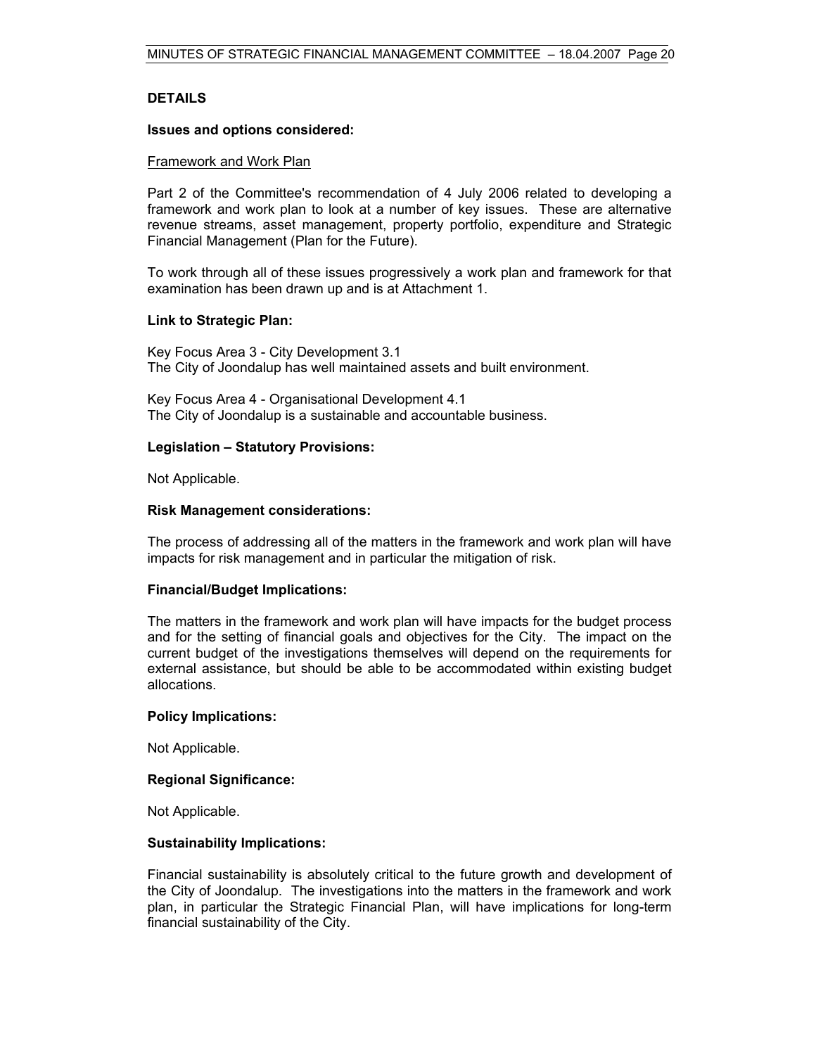## DETAILS

**Issues and options considered:**

Framework and Work Plan

Part 2 of the Committee's recommendation of 4 July 2006 related to developing a framework and work plan to look at a number of key issues. These are alternative revenue streams, asset management, property portfolio, expenditure and Strategic Financial Management (Plan for the Future).

To work through all of these issues progressively a work plan and framework for that examination has been drawn up and is at Attachment 1.

**Link to Strategic Plan:**

Key Focus Area 3 - City Development 3.1
The City of Joondalup has well maintained assets and built environment.

Key Focus Area 4 - Organisational Development 4.1
The City of Joondalup is a sustainable and accountable business.

**Legislation – Statutory Provisions:**

Not Applicable.

**Risk Management considerations:**

The process of addressing all of the matters in the framework and work plan will have impacts for risk management and in particular the mitigation of risk.

**Financial/Budget Implications:**

The matters in the framework and work plan will have impacts for the budget process and for the setting of financial goals and objectives for the City. The impact on the current budget of the investigations themselves will depend on the requirements for external assistance, but should be able to be accommodated within existing budget allocations.

**Policy Implications:**

Not Applicable.

**Regional Significance:**

Not Applicable.

**Sustainability Implications:**

Financial sustainability is absolutely critical to the future growth and development of the City of Joondalup. The investigations into the matters in the framework and work plan, in particular the Strategic Financial Plan, will have implications for long-term financial sustainability of the City.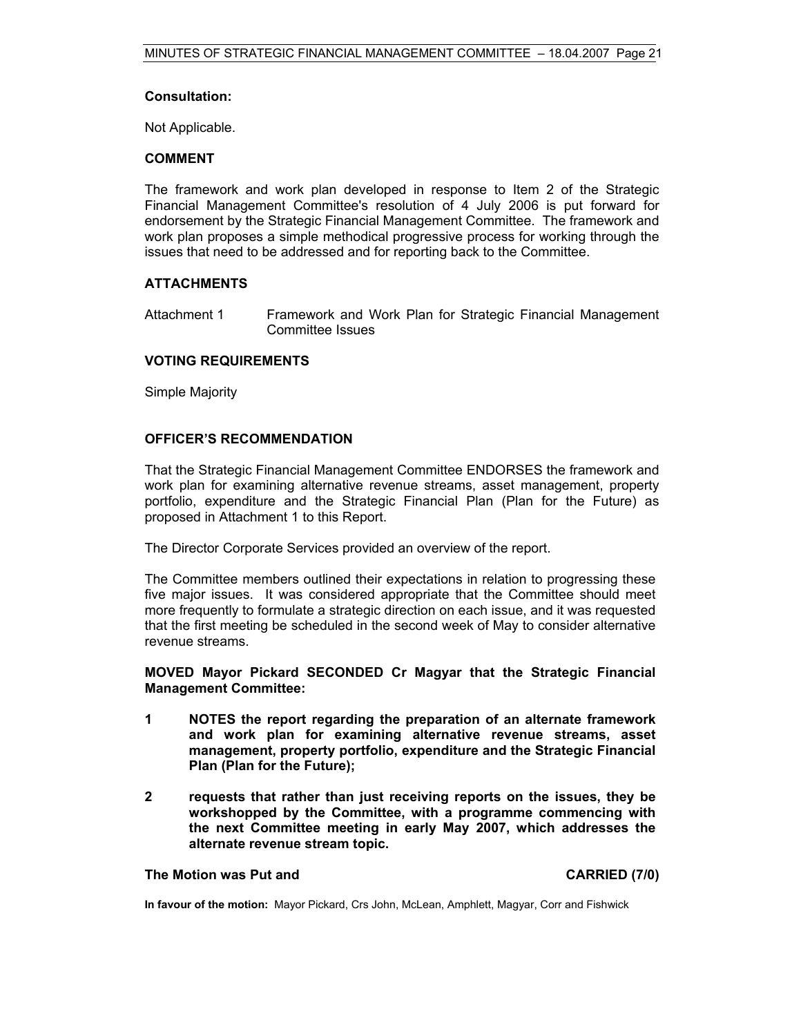**Consultation:**

Not Applicable.

**COMMENT**

The framework and work plan developed in response to Item 2 of the Strategic Financial Management Committee's resolution of 4 July 2006 is put forward for endorsement by the Strategic Financial Management Committee. The framework and work plan proposes a simple methodical progressive process for working through the issues that need to be addressed and for reporting back to the Committee.

**ATTACHMENTS**

Attachment 1 Framework and Work Plan for Strategic Financial Management Committee Issues

**VOTING REQUIREMENTS**

Simple Majority

**OFFICER'S RECOMMENDATION**

That the Strategic Financial Management Committee ENDORSES the framework and work plan for examining alternative revenue streams, asset management, property portfolio, expenditure and the Strategic Financial Plan (Plan for the Future) as proposed in Attachment 1 to this Report.

The Director Corporate Services provided an overview of the report.

The Committee members outlined their expectations in relation to progressing these five major issues. It was considered appropriate that the Committee should meet more frequently to formulate a strategic direction on each issue, and it was requested that the first meeting be scheduled in the second week of May to consider alternative revenue streams.

**MOVED Mayor Pickard SECONDED Cr Magyar that the Strategic Financial Management Committee:**

1. **NOTES the report regarding the preparation of an alternate framework and work plan for examining alternative revenue streams, asset management, property portfolio, expenditure and the Strategic Financial Plan (Plan for the Future);**
2. **requests that rather than just receiving reports on the issues, they be workshopped by the Committee, with a programme commencing with the next Committee meeting in early May 2007, which addresses the alternate revenue stream topic.**

**The Motion was Put and CARRIED (7/0)**

**In favour of the motion:** Mayor Pickard, Crs John, McLean, Amphlett, Magyar, Corr and Fishwick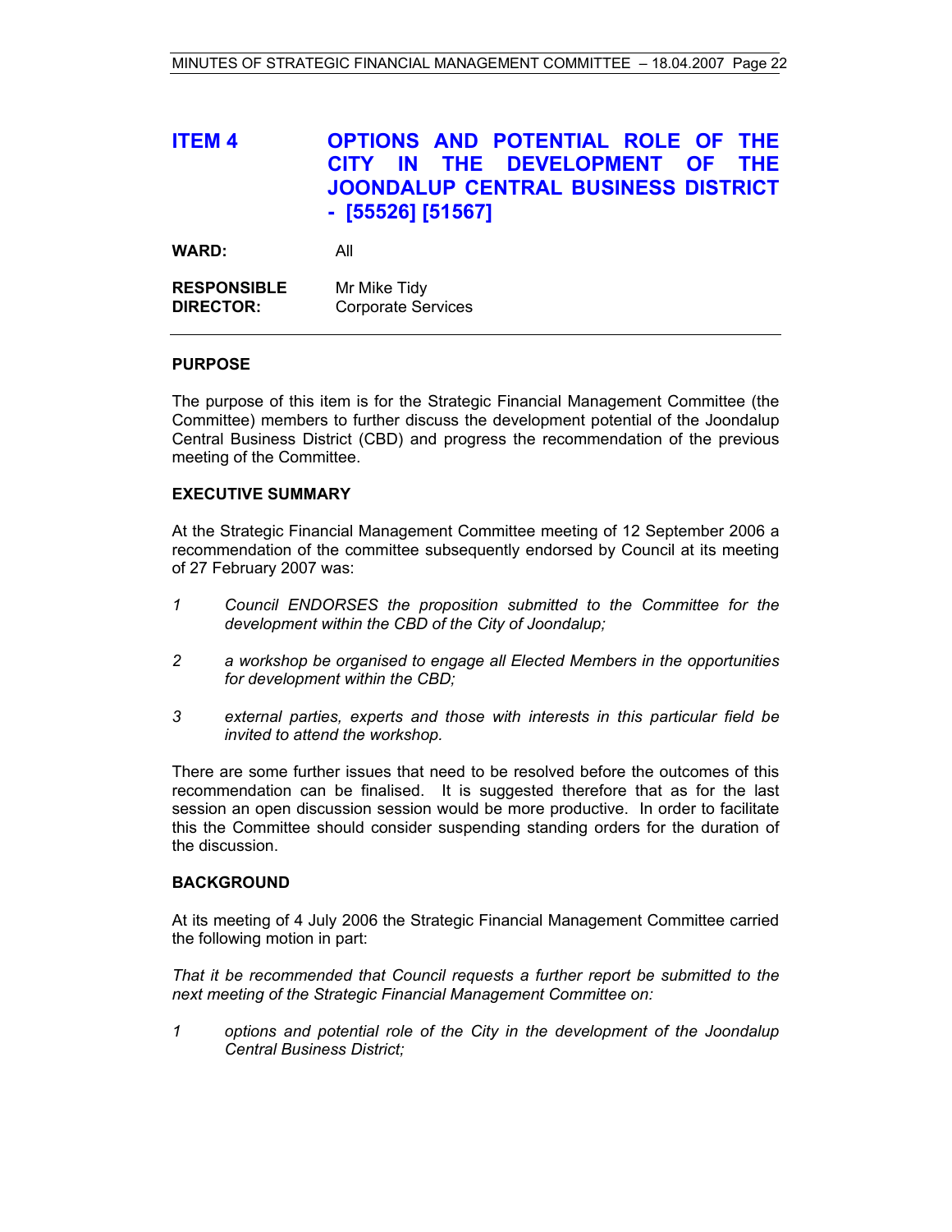## ITEM 4 OPTIONS AND POTENTIAL ROLE OF THE CITY IN THE DEVELOPMENT OF THE JOONDALUP CENTRAL BUSINESS DISTRICT - [55526] [51567]

**WARD:** All

**RESPONSIBLE DIRECTOR:** Mr Mike Tidy
Corporate Services

---

### PURPOSE

The purpose of this item is for the Strategic Financial Management Committee (the Committee) members to further discuss the development potential of the Joondalup Central Business District (CBD) and progress the recommendation of the previous meeting of the Committee.

### EXECUTIVE SUMMARY

At the Strategic Financial Management Committee meeting of 12 September 2006 a recommendation of the committee subsequently endorsed by Council at its meeting of 27 February 2007 was:

1. *Council ENDORSES the proposition submitted to the Committee for the development within the CBD of the City of Joondalup;*
2. *a workshop be organised to engage all Elected Members in the opportunities for development within the CBD;*
3. *external parties, experts and those with interests in this particular field be invited to attend the workshop.*

There are some further issues that need to be resolved before the outcomes of this recommendation can be finalised. It is suggested therefore that as for the last session an open discussion session would be more productive. In order to facilitate this the Committee should consider suspending standing orders for the duration of the discussion.

### BACKGROUND

At its meeting of 4 July 2006 the Strategic Financial Management Committee carried the following motion in part:

*That it be recommended that Council requests a further report be submitted to the next meeting of the Strategic Financial Management Committee on:*

1. *options and potential role of the City in the development of the Joondalup Central Business District;*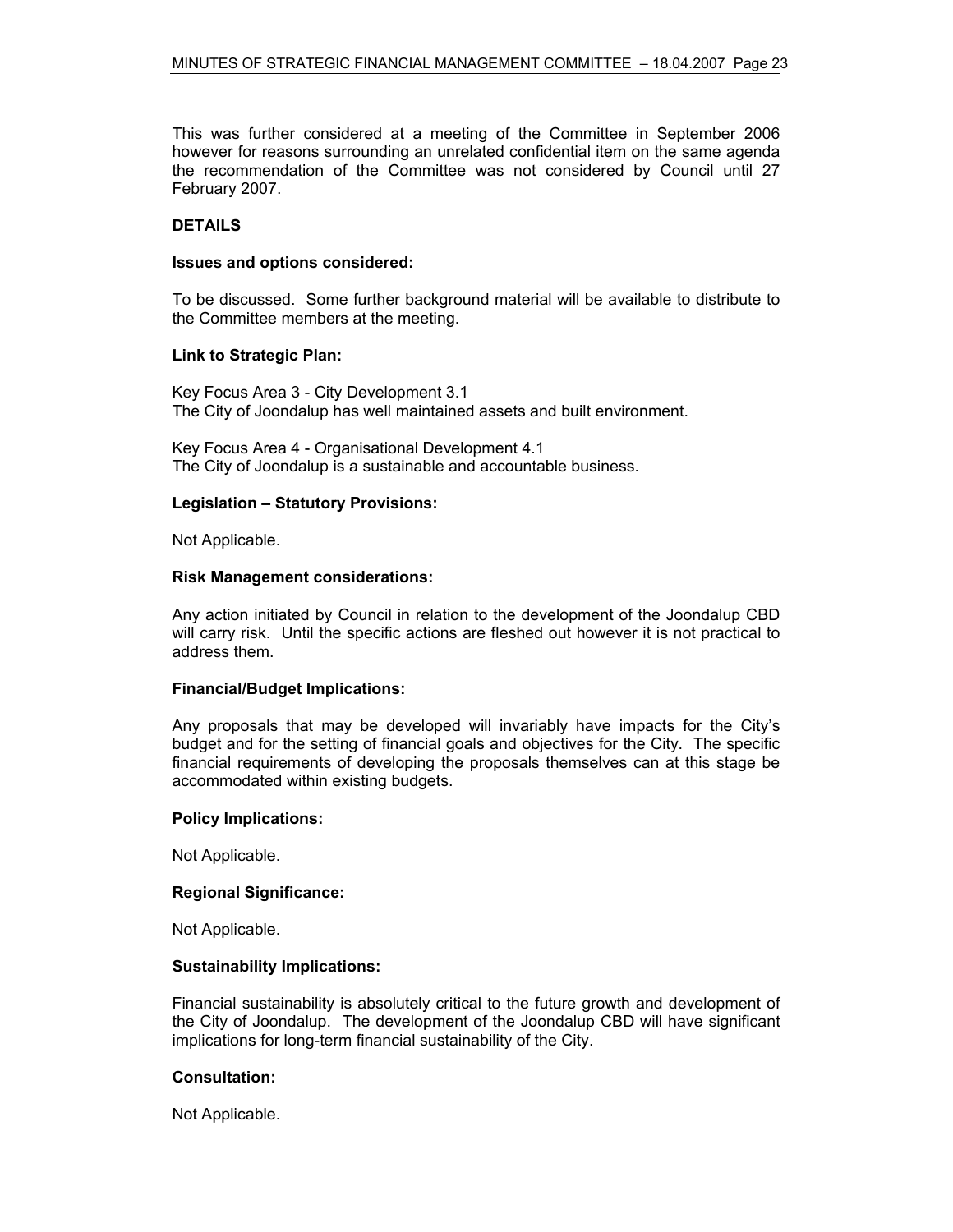This was further considered at a meeting of the Committee in September 2006 however for reasons surrounding an unrelated confidential item on the same agenda the recommendation of the Committee was not considered by Council until 27 February 2007.

## DETAILS

### Issues and options considered:

To be discussed. Some further background material will be available to distribute to the Committee members at the meeting.

### Link to Strategic Plan:

Key Focus Area 3 - City Development 3.1
The City of Joondalup has well maintained assets and built environment.

Key Focus Area 4 - Organisational Development 4.1
The City of Joondalup is a sustainable and accountable business.

### Legislation – Statutory Provisions:

Not Applicable.

### Risk Management considerations:

Any action initiated by Council in relation to the development of the Joondalup CBD will carry risk. Until the specific actions are fleshed out however it is not practical to address them.

### Financial/Budget Implications:

Any proposals that may be developed will invariably have impacts for the City's budget and for the setting of financial goals and objectives for the City. The specific financial requirements of developing the proposals themselves can at this stage be accommodated within existing budgets.

### Policy Implications:

Not Applicable.

### Regional Significance:

Not Applicable.

### Sustainability Implications:

Financial sustainability is absolutely critical to the future growth and development of the City of Joondalup. The development of the Joondalup CBD will have significant implications for long-term financial sustainability of the City.

### Consultation:

Not Applicable.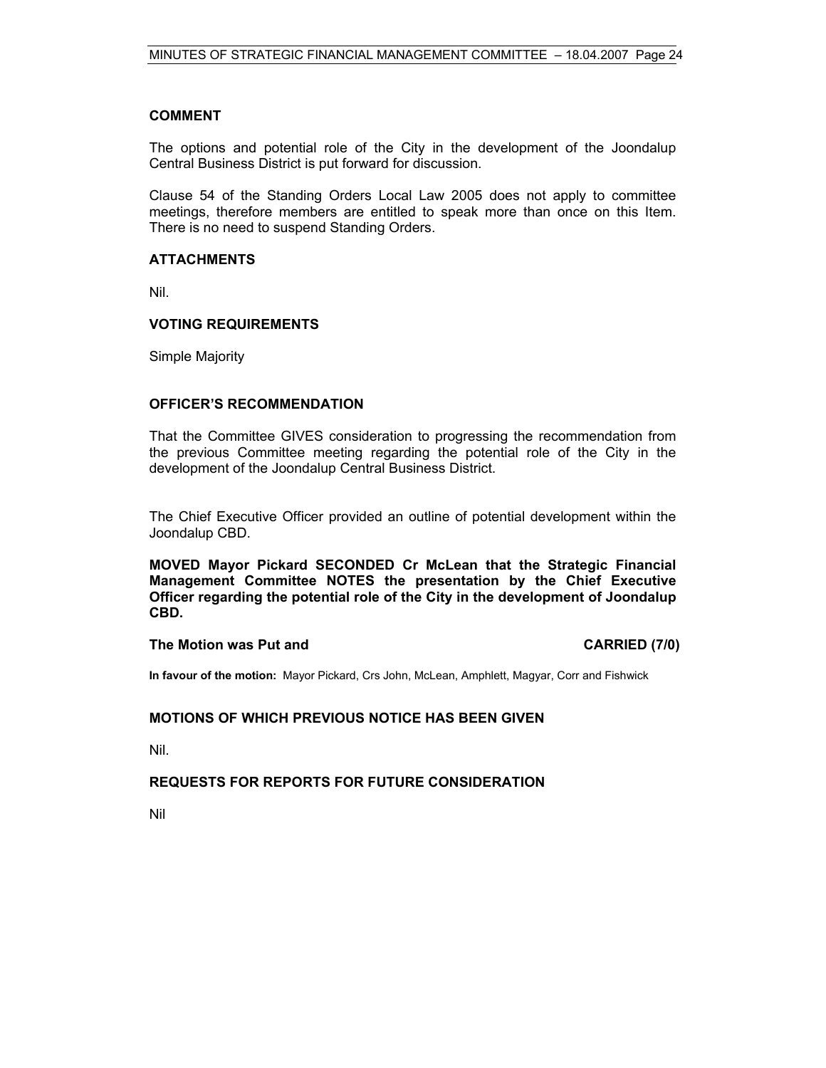### COMMENT

The options and potential role of the City in the development of the Joondalup Central Business District is put forward for discussion.

Clause 54 of the Standing Orders Local Law 2005 does not apply to committee meetings, therefore members are entitled to speak more than once on this Item. There is no need to suspend Standing Orders.

### ATTACHMENTS

Nil.

### VOTING REQUIREMENTS

Simple Majority

### OFFICER'S RECOMMENDATION

That the Committee GIVES consideration to progressing the recommendation from the previous Committee meeting regarding the potential role of the City in the development of the Joondalup Central Business District.

The Chief Executive Officer provided an outline of potential development within the Joondalup CBD.

**MOVED Mayor Pickard SECONDED Cr McLean that the Strategic Financial Management Committee NOTES the presentation by the Chief Executive Officer regarding the potential role of the City in the development of Joondalup CBD.**

**The Motion was Put and CARRIED (7/0)**

**In favour of the motion:** Mayor Pickard, Crs John, McLean, Amphlett, Magyar, Corr and Fishwick

### MOTIONS OF WHICH PREVIOUS NOTICE HAS BEEN GIVEN

Nil.

### REQUESTS FOR REPORTS FOR FUTURE CONSIDERATION

Nil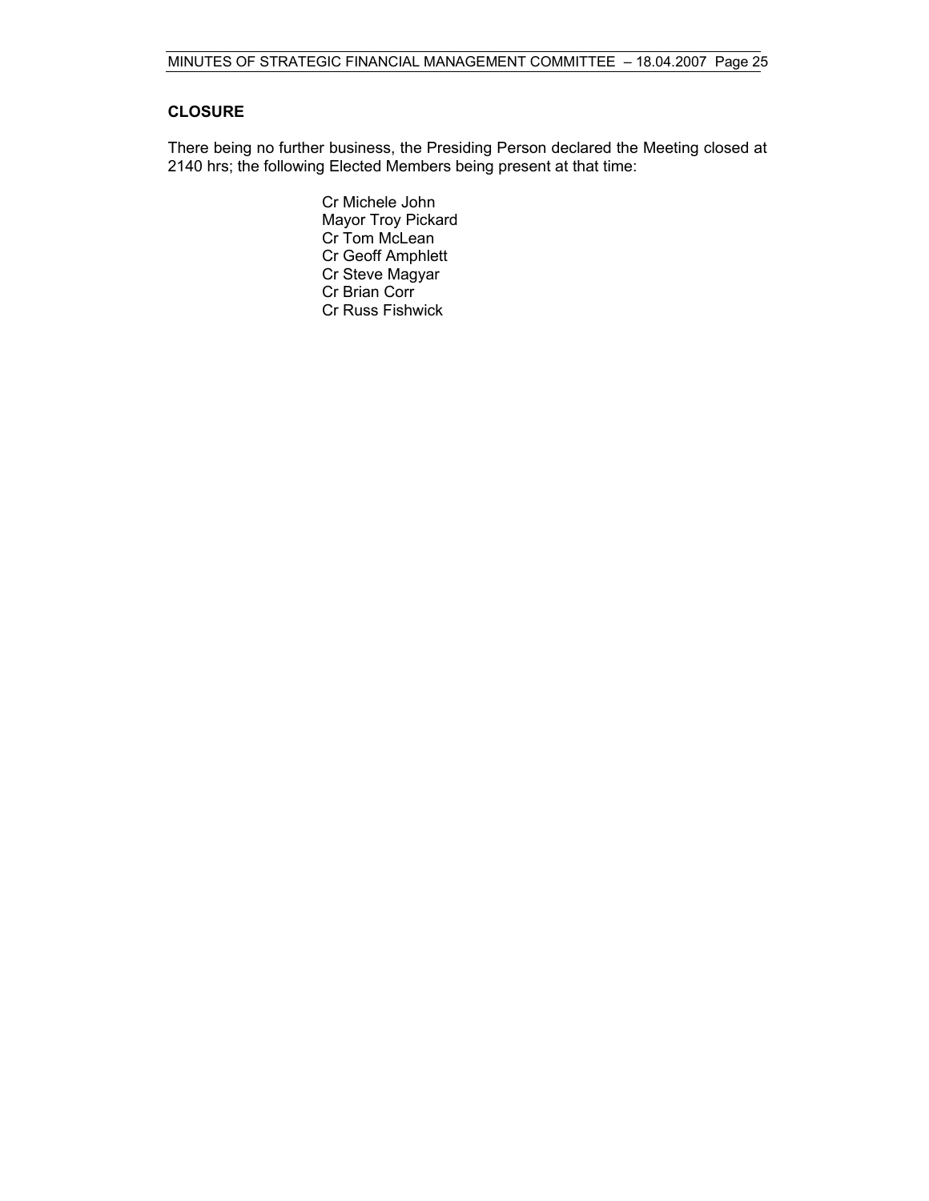**CLOSURE**

There being no further business, the Presiding Person declared the Meeting closed at 2140 hrs; the following Elected Members being present at that time:

Cr Michele John
Mayor Troy Pickard
Cr Tom McLean
Cr Geoff Amphlett
Cr Steve Magyar
Cr Brian Corr
Cr Russ Fishwick